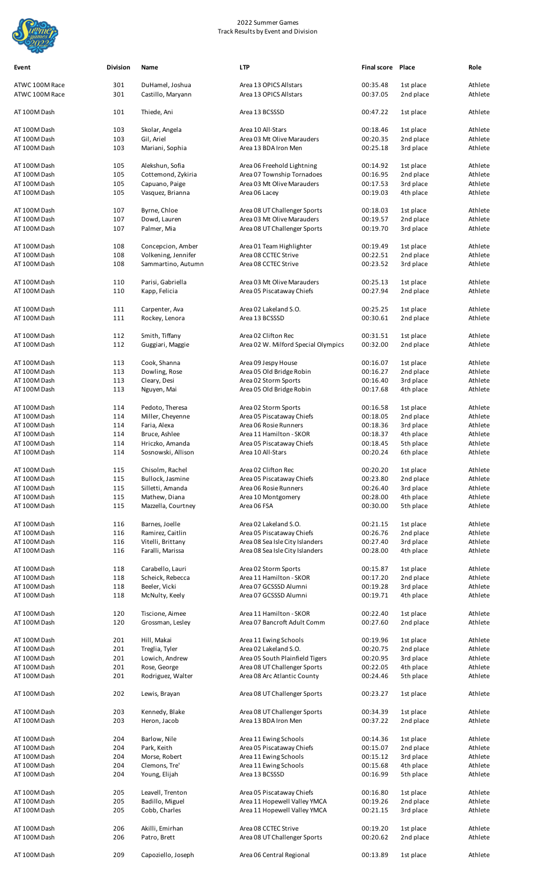2022 Summer Games
Track Results by Event and Division

| Event | Division | Name | LTP | Final score | Place | Role |
|---|---|---|---|---|---|---|
| ATWC 100M Race | 301 | DuHamel, Joshua | Area 13 OPICS Allstars | 00:35.48 | 1st place | Athlete |
| ATWC 100M Race | 301 | Castillo, Maryann | Area 13 OPICS Allstars | 00:37.05 | 2nd place | Athlete |
| AT 100M Dash | 101 | Thiede, Ani | Area 13 BCSSSD | 00:47.22 | 1st place | Athlete |
| AT 100M Dash | 103 | Skolar, Angela | Area 10 All-Stars | 00:18.46 | 1st place | Athlete |
| AT 100M Dash | 103 | Gil, Ariel | Area 03 Mt Olive Marauders | 00:20.35 | 2nd place | Athlete |
| AT 100M Dash | 103 | Mariani, Sophia | Area 13 BDA Iron Men | 00:25.18 | 3rd place | Athlete |
| AT 100M Dash | 105 | Alekshun, Sofia | Area 06 Freehold Lightning | 00:14.92 | 1st place | Athlete |
| AT 100M Dash | 105 | Cottemond, Zykiria | Area 07 Township Tornadoes | 00:16.95 | 2nd place | Athlete |
| AT 100M Dash | 105 | Capuano, Paige | Area 03 Mt Olive Marauders | 00:17.53 | 3rd place | Athlete |
| AT 100M Dash | 105 | Vasquez, Brianna | Area 06 Lacey | 00:19.03 | 4th place | Athlete |
| AT 100M Dash | 107 | Byrne, Chloe | Area 08 UT Challenger Sports | 00:18.03 | 1st place | Athlete |
| AT 100M Dash | 107 | Dowd, Lauren | Area 03 Mt Olive Marauders | 00:19.57 | 2nd place | Athlete |
| AT 100M Dash | 107 | Palmer, Mia | Area 08 UT Challenger Sports | 00:19.70 | 3rd place | Athlete |
| AT 100M Dash | 108 | Concepcion, Amber | Area 01 Team Highlighter | 00:19.49 | 1st place | Athlete |
| AT 100M Dash | 108 | Volkening, Jennifer | Area 08 CCTEC Strive | 00:22.51 | 2nd place | Athlete |
| AT 100M Dash | 108 | Sammartino, Autumn | Area 08 CCTEC Strive | 00:23.52 | 3rd place | Athlete |
| AT 100M Dash | 110 | Parisi, Gabriella | Area 03 Mt Olive Marauders | 00:25.13 | 1st place | Athlete |
| AT 100M Dash | 110 | Kapp, Felicia | Area 05 Piscataway Chiefs | 00:27.94 | 2nd place | Athlete |
| AT 100M Dash | 111 | Carpenter, Ava | Area 02 Lakeland S.O. | 00:25.25 | 1st place | Athlete |
| AT 100M Dash | 111 | Rockey, Lenora | Area 13 BCSSSD | 00:30.61 | 2nd place | Athlete |
| AT 100M Dash | 112 | Smith, Tiffany | Area 02 Clifton Rec | 00:31.51 | 1st place | Athlete |
| AT 100M Dash | 112 | Guggiari, Maggie | Area 02 W. Milford Special Olympics | 00:32.00 | 2nd place | Athlete |
| AT 100M Dash | 113 | Cook, Shanna | Area 09 Jespy House | 00:16.07 | 1st place | Athlete |
| AT 100M Dash | 113 | Dowling, Rose | Area 05 Old Bridge Robin | 00:16.27 | 2nd place | Athlete |
| AT 100M Dash | 113 | Cleary, Desi | Area 02 Storm Sports | 00:16.40 | 3rd place | Athlete |
| AT 100M Dash | 113 | Nguyen, Mai | Area 05 Old Bridge Robin | 00:17.68 | 4th place | Athlete |
| AT 100M Dash | 114 | Pedoto, Theresa | Area 02 Storm Sports | 00:16.58 | 1st place | Athlete |
| AT 100M Dash | 114 | Miller, Cheyenne | Area 05 Piscataway Chiefs | 00:18.05 | 2nd place | Athlete |
| AT 100M Dash | 114 | Faria, Alexa | Area 06 Rosie Runners | 00:18.36 | 3rd place | Athlete |
| AT 100M Dash | 114 | Bruce, Ashlee | Area 11 Hamilton - SKOR | 00:18.37 | 4th place | Athlete |
| AT 100M Dash | 114 | Hriczko, Amanda | Area 05 Piscataway Chiefs | 00:18.45 | 5th place | Athlete |
| AT 100M Dash | 114 | Sosnowski, Allison | Area 10 All-Stars | 00:20.24 | 6th place | Athlete |
| AT 100M Dash | 115 | Chisolm, Rachel | Area 02 Clifton Rec | 00:20.20 | 1st place | Athlete |
| AT 100M Dash | 115 | Bullock, Jasmine | Area 05 Piscataway Chiefs | 00:23.80 | 2nd place | Athlete |
| AT 100M Dash | 115 | Silletti, Amanda | Area 06 Rosie Runners | 00:26.40 | 3rd place | Athlete |
| AT 100M Dash | 115 | Mathew, Diana | Area 10 Montgomery | 00:28.00 | 4th place | Athlete |
| AT 100M Dash | 115 | Mazzella, Courtney | Area 06 FSA | 00:30.00 | 5th place | Athlete |
| AT 100M Dash | 116 | Barnes, Joelle | Area 02 Lakeland S.O. | 00:21.15 | 1st place | Athlete |
| AT 100M Dash | 116 | Ramirez, Caitlin | Area 05 Piscataway Chiefs | 00:26.76 | 2nd place | Athlete |
| AT 100M Dash | 116 | Vitelli, Brittany | Area 08 Sea Isle City Islanders | 00:27.40 | 3rd place | Athlete |
| AT 100M Dash | 116 | Faralli, Marissa | Area 08 Sea Isle City Islanders | 00:28.00 | 4th place | Athlete |
| AT 100M Dash | 118 | Carabello, Lauri | Area 02 Storm Sports | 00:15.87 | 1st place | Athlete |
| AT 100M Dash | 118 | Scheick, Rebecca | Area 11 Hamilton - SKOR | 00:17.20 | 2nd place | Athlete |
| AT 100M Dash | 118 | Beeler, Vicki | Area 07 GCSSSD Alumni | 00:19.28 | 3rd place | Athlete |
| AT 100M Dash | 118 | McNulty, Keely | Area 07 GCSSSD Alumni | 00:19.71 | 4th place | Athlete |
| AT 100M Dash | 120 | Tiscione, Aimee | Area 11 Hamilton - SKOR | 00:22.40 | 1st place | Athlete |
| AT 100M Dash | 120 | Grossman, Lesley | Area 07 Bancroft Adult Comm | 00:27.60 | 2nd place | Athlete |
| AT 100M Dash | 201 | Hill, Makai | Area 11 Ewing Schools | 00:19.96 | 1st place | Athlete |
| AT 100M Dash | 201 | Treglia, Tyler | Area 02 Lakeland S.O. | 00:20.75 | 2nd place | Athlete |
| AT 100M Dash | 201 | Lowich, Andrew | Area 05 South Plainfield Tigers | 00:20.95 | 3rd place | Athlete |
| AT 100M Dash | 201 | Rose, George | Area 08 UT Challenger Sports | 00:22.05 | 4th place | Athlete |
| AT 100M Dash | 201 | Rodriguez, Walter | Area 08 Arc Atlantic County | 00:24.46 | 5th place | Athlete |
| AT 100M Dash | 202 | Lewis, Brayan | Area 08 UT Challenger Sports | 00:23.27 | 1st place | Athlete |
| AT 100M Dash | 203 | Kennedy, Blake | Area 08 UT Challenger Sports | 00:34.39 | 1st place | Athlete |
| AT 100M Dash | 203 | Heron, Jacob | Area 13 BDA Iron Men | 00:37.22 | 2nd place | Athlete |
| AT 100M Dash | 204 | Barlow, Nile | Area 11 Ewing Schools | 00:14.36 | 1st place | Athlete |
| AT 100M Dash | 204 | Park, Keith | Area 05 Piscataway Chiefs | 00:15.07 | 2nd place | Athlete |
| AT 100M Dash | 204 | Morse, Robert | Area 11 Ewing Schools | 00:15.12 | 3rd place | Athlete |
| AT 100M Dash | 204 | Clemons, Tre' | Area 11 Ewing Schools | 00:15.68 | 4th place | Athlete |
| AT 100M Dash | 204 | Young, Elijah | Area 13 BCSSSD | 00:16.99 | 5th place | Athlete |
| AT 100M Dash | 205 | Leavell, Trenton | Area 05 Piscataway Chiefs | 00:16.80 | 1st place | Athlete |
| AT 100M Dash | 205 | Badillo, Miguel | Area 11 Hopewell Valley YMCA | 00:19.26 | 2nd place | Athlete |
| AT 100M Dash | 205 | Cobb, Charles | Area 11 Hopewell Valley YMCA | 00:21.15 | 3rd place | Athlete |
| AT 100M Dash | 206 | Akilli, Emirhan | Area 08 CCTEC Strive | 00:19.20 | 1st place | Athlete |
| AT 100M Dash | 206 | Patro, Brett | Area 08 UT Challenger Sports | 00:20.62 | 2nd place | Athlete |
| AT 100M Dash | 209 | Capoziello, Joseph | Area 06 Central Regional | 00:13.89 | 1st place | Athlete |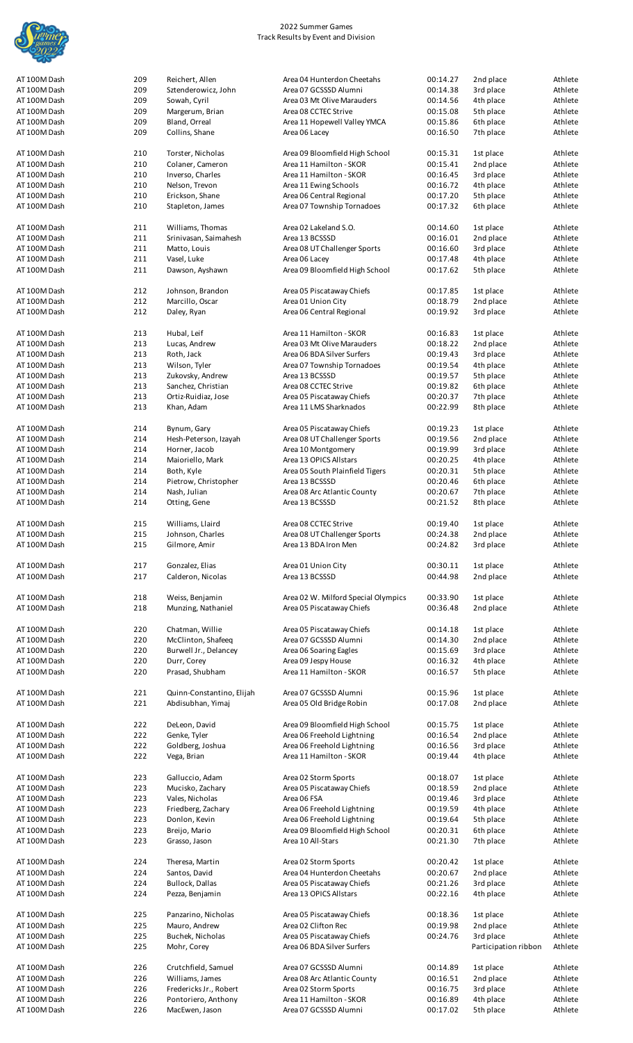# 2022 Summer Games
Track Results by Event and Division

| Event | Division | Name | Team | Time | Place | Type |
|---|---|---|---|---|---|---|
| AT 100M Dash | 209 | Reichert, Allen | Area 04 Hunterdon Cheetahs | 00:14.27 | 2nd place | Athlete |
| AT 100M Dash | 209 | Sztenderowicz, John | Area 07 GCSSSD Alumni | 00:14.38 | 3rd place | Athlete |
| AT 100M Dash | 209 | Sowah, Cyril | Area 03 Mt Olive Marauders | 00:14.56 | 4th place | Athlete |
| AT 100M Dash | 209 | Margerum, Brian | Area 08 CCTEC Strive | 00:15.08 | 5th place | Athlete |
| AT 100M Dash | 209 | Bland, Orreal | Area 11 Hopewell Valley YMCA | 00:15.86 | 6th place | Athlete |
| AT 100M Dash | 209 | Collins, Shane | Area 06 Lacey | 00:16.50 | 7th place | Athlete |
| AT 100M Dash | 210 | Torster, Nicholas | Area 09 Bloomfield High School | 00:15.31 | 1st place | Athlete |
| AT 100M Dash | 210 | Colaner, Cameron | Area 11 Hamilton - SKOR | 00:15.41 | 2nd place | Athlete |
| AT 100M Dash | 210 | Inverso, Charles | Area 11 Hamilton - SKOR | 00:16.45 | 3rd place | Athlete |
| AT 100M Dash | 210 | Nelson, Trevon | Area 11 Ewing Schools | 00:16.72 | 4th place | Athlete |
| AT 100M Dash | 210 | Erickson, Shane | Area 06 Central Regional | 00:17.20 | 5th place | Athlete |
| AT 100M Dash | 210 | Stapleton, James | Area 07 Township Tornadoes | 00:17.32 | 6th place | Athlete |
| AT 100M Dash | 211 | Williams, Thomas | Area 02 Lakeland S.O. | 00:14.60 | 1st place | Athlete |
| AT 100M Dash | 211 | Srinivasan, Saimahesh | Area 13 BCSSSD | 00:16.01 | 2nd place | Athlete |
| AT 100M Dash | 211 | Matto, Louis | Area 08 UT Challenger Sports | 00:16.60 | 3rd place | Athlete |
| AT 100M Dash | 211 | Vasel, Luke | Area 06 Lacey | 00:17.48 | 4th place | Athlete |
| AT 100M Dash | 211 | Dawson, Ayshawn | Area 09 Bloomfield High School | 00:17.62 | 5th place | Athlete |
| AT 100M Dash | 212 | Johnson, Brandon | Area 05 Piscataway Chiefs | 00:17.85 | 1st place | Athlete |
| AT 100M Dash | 212 | Marcillo, Oscar | Area 01 Union City | 00:18.79 | 2nd place | Athlete |
| AT 100M Dash | 212 | Daley, Ryan | Area 06 Central Regional | 00:19.92 | 3rd place | Athlete |
| AT 100M Dash | 213 | Hubal, Leif | Area 11 Hamilton - SKOR | 00:16.83 | 1st place | Athlete |
| AT 100M Dash | 213 | Lucas, Andrew | Area 03 Mt Olive Marauders | 00:18.22 | 2nd place | Athlete |
| AT 100M Dash | 213 | Roth, Jack | Area 06 BDA Silver Surfers | 00:19.43 | 3rd place | Athlete |
| AT 100M Dash | 213 | Wilson, Tyler | Area 07 Township Tornadoes | 00:19.54 | 4th place | Athlete |
| AT 100M Dash | 213 | Zukovsky, Andrew | Area 13 BCSSSD | 00:19.57 | 5th place | Athlete |
| AT 100M Dash | 213 | Sanchez, Christian | Area 08 CCTEC Strive | 00:19.82 | 6th place | Athlete |
| AT 100M Dash | 213 | Ortiz-Ruidiaz, Jose | Area 05 Piscataway Chiefs | 00:20.37 | 7th place | Athlete |
| AT 100M Dash | 213 | Khan, Adam | Area 11 LMS Sharknados | 00:22.99 | 8th place | Athlete |
| AT 100M Dash | 214 | Bynum, Gary | Area 05 Piscataway Chiefs | 00:19.23 | 1st place | Athlete |
| AT 100M Dash | 214 | Hesh-Peterson, Izayah | Area 08 UT Challenger Sports | 00:19.56 | 2nd place | Athlete |
| AT 100M Dash | 214 | Horner, Jacob | Area 10 Montgomery | 00:19.99 | 3rd place | Athlete |
| AT 100M Dash | 214 | Maioriello, Mark | Area 13 OPICS Allstars | 00:20.25 | 4th place | Athlete |
| AT 100M Dash | 214 | Both, Kyle | Area 05 South Plainfield Tigers | 00:20.31 | 5th place | Athlete |
| AT 100M Dash | 214 | Pietrow, Christopher | Area 13 BCSSSD | 00:20.46 | 6th place | Athlete |
| AT 100M Dash | 214 | Nash, Julian | Area 08 Arc Atlantic County | 00:20.67 | 7th place | Athlete |
| AT 100M Dash | 214 | Otting, Gene | Area 13 BCSSSD | 00:21.52 | 8th place | Athlete |
| AT 100M Dash | 215 | Williams, Llaird | Area 08 CCTEC Strive | 00:19.40 | 1st place | Athlete |
| AT 100M Dash | 215 | Johnson, Charles | Area 08 UT Challenger Sports | 00:24.38 | 2nd place | Athlete |
| AT 100M Dash | 215 | Gilmore, Amir | Area 13 BDA Iron Men | 00:24.82 | 3rd place | Athlete |
| AT 100M Dash | 217 | Gonzalez, Elias | Area 01 Union City | 00:30.11 | 1st place | Athlete |
| AT 100M Dash | 217 | Calderon, Nicolas | Area 13 BCSSSD | 00:44.98 | 2nd place | Athlete |
| AT 100M Dash | 218 | Weiss, Benjamin | Area 02 W. Milford Special Olympics | 00:33.90 | 1st place | Athlete |
| AT 100M Dash | 218 | Munzing, Nathaniel | Area 05 Piscataway Chiefs | 00:36.48 | 2nd place | Athlete |
| AT 100M Dash | 220 | Chatman, Willie | Area 05 Piscataway Chiefs | 00:14.18 | 1st place | Athlete |
| AT 100M Dash | 220 | McClinton, Shafeeq | Area 07 GCSSSD Alumni | 00:14.30 | 2nd place | Athlete |
| AT 100M Dash | 220 | Burwell Jr., Delancey | Area 06 Soaring Eagles | 00:15.69 | 3rd place | Athlete |
| AT 100M Dash | 220 | Durr, Corey | Area 09 Jespy House | 00:16.32 | 4th place | Athlete |
| AT 100M Dash | 220 | Prasad, Shubham | Area 11 Hamilton - SKOR | 00:16.57 | 5th place | Athlete |
| AT 100M Dash | 221 | Quinn-Constantino, Elijah | Area 07 GCSSSD Alumni | 00:15.96 | 1st place | Athlete |
| AT 100M Dash | 221 | Abdisubhan, Yimaj | Area 05 Old Bridge Robin | 00:17.08 | 2nd place | Athlete |
| AT 100M Dash | 222 | DeLeon, David | Area 09 Bloomfield High School | 00:15.75 | 1st place | Athlete |
| AT 100M Dash | 222 | Genke, Tyler | Area 06 Freehold Lightning | 00:16.54 | 2nd place | Athlete |
| AT 100M Dash | 222 | Goldberg, Joshua | Area 06 Freehold Lightning | 00:16.56 | 3rd place | Athlete |
| AT 100M Dash | 222 | Vega, Brian | Area 11 Hamilton - SKOR | 00:19.44 | 4th place | Athlete |
| AT 100M Dash | 223 | Galluccio, Adam | Area 02 Storm Sports | 00:18.07 | 1st place | Athlete |
| AT 100M Dash | 223 | Mucisko, Zachary | Area 05 Piscataway Chiefs | 00:18.59 | 2nd place | Athlete |
| AT 100M Dash | 223 | Vales, Nicholas | Area 06 FSA | 00:19.46 | 3rd place | Athlete |
| AT 100M Dash | 223 | Friedberg, Zachary | Area 06 Freehold Lightning | 00:19.59 | 4th place | Athlete |
| AT 100M Dash | 223 | Donlon, Kevin | Area 06 Freehold Lightning | 00:19.64 | 5th place | Athlete |
| AT 100M Dash | 223 | Breijo, Mario | Area 09 Bloomfield High School | 00:20.31 | 6th place | Athlete |
| AT 100M Dash | 223 | Grasso, Jason | Area 10 All-Stars | 00:21.30 | 7th place | Athlete |
| AT 100M Dash | 224 | Theresa, Martin | Area 02 Storm Sports | 00:20.42 | 1st place | Athlete |
| AT 100M Dash | 224 | Santos, David | Area 04 Hunterdon Cheetahs | 00:20.67 | 2nd place | Athlete |
| AT 100M Dash | 224 | Bullock, Dallas | Area 05 Piscataway Chiefs | 00:21.26 | 3rd place | Athlete |
| AT 100M Dash | 224 | Pezza, Benjamin | Area 13 OPICS Allstars | 00:22.16 | 4th place | Athlete |
| AT 100M Dash | 225 | Panzarino, Nicholas | Area 05 Piscataway Chiefs | 00:18.36 | 1st place | Athlete |
| AT 100M Dash | 225 | Mauro, Andrew | Area 02 Clifton Rec | 00:19.98 | 2nd place | Athlete |
| AT 100M Dash | 225 | Buchek, Nicholas | Area 05 Piscataway Chiefs | 00:24.76 | 3rd place | Athlete |
| AT 100M Dash | 225 | Mohr, Corey | Area 06 BDA Silver Surfers | | Participation ribbon | Athlete |
| AT 100M Dash | 226 | Crutchfield, Samuel | Area 07 GCSSSD Alumni | 00:14.89 | 1st place | Athlete |
| AT 100M Dash | 226 | Williams, James | Area 08 Arc Atlantic County | 00:16.51 | 2nd place | Athlete |
| AT 100M Dash | 226 | Fredericks Jr., Robert | Area 02 Storm Sports | 00:16.75 | 3rd place | Athlete |
| AT 100M Dash | 226 | Pontoriero, Anthony | Area 11 Hamilton - SKOR | 00:16.89 | 4th place | Athlete |
| AT 100M Dash | 226 | MacEwen, Jason | Area 07 GCSSSD Alumni | 00:17.02 | 5th place | Athlete |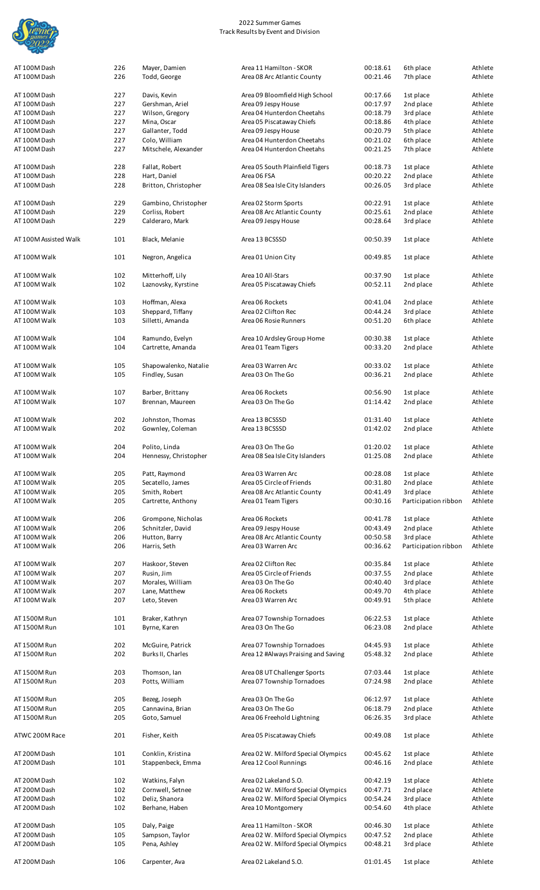2022 Summer Games
Track Results by Event and Division

| Event | Division | Name | Team | Time | Place | Type |
|---|---|---|---|---|---|---|
| AT 100M Dash | 226 | Mayer, Damien | Area 11 Hamilton - SKOR | 00:18.61 | 6th place | Athlete |
| AT 100M Dash | 226 | Todd, George | Area 08 Arc Atlantic County | 00:21.46 | 7th place | Athlete |
| AT 100M Dash | 227 | Davis, Kevin | Area 09 Bloomfield High School | 00:17.66 | 1st place | Athlete |
| AT 100M Dash | 227 | Gershman, Ariel | Area 09 Jespy House | 00:17.97 | 2nd place | Athlete |
| AT 100M Dash | 227 | Wilson, Gregory | Area 04 Hunterdon Cheetahs | 00:18.79 | 3rd place | Athlete |
| AT 100M Dash | 227 | Mina, Oscar | Area 05 Piscataway Chiefs | 00:18.86 | 4th place | Athlete |
| AT 100M Dash | 227 | Gallanter, Todd | Area 09 Jespy House | 00:20.79 | 5th place | Athlete |
| AT 100M Dash | 227 | Colo, William | Area 04 Hunterdon Cheetahs | 00:21.02 | 6th place | Athlete |
| AT 100M Dash | 227 | Mitschele, Alexander | Area 04 Hunterdon Cheetahs | 00:21.25 | 7th place | Athlete |
| AT 100M Dash | 228 | Fallat, Robert | Area 05 South Plainfield Tigers | 00:18.73 | 1st place | Athlete |
| AT 100M Dash | 228 | Hart, Daniel | Area 06 FSA | 00:20.22 | 2nd place | Athlete |
| AT 100M Dash | 228 | Britton, Christopher | Area 08 Sea Isle City Islanders | 00:26.05 | 3rd place | Athlete |
| AT 100M Dash | 229 | Gambino, Christopher | Area 02 Storm Sports | 00:22.91 | 1st place | Athlete |
| AT 100M Dash | 229 | Corliss, Robert | Area 08 Arc Atlantic County | 00:25.61 | 2nd place | Athlete |
| AT 100M Dash | 229 | Calderaro, Mark | Area 09 Jespy House | 00:28.64 | 3rd place | Athlete |
| AT 100M Assisted Walk | 101 | Black, Melanie | Area 13 BCSSSD | 00:50.39 | 1st place | Athlete |
| AT 100M Walk | 101 | Negron, Angelica | Area 01 Union City | 00:49.85 | 1st place | Athlete |
| AT 100M Walk | 102 | Mitterhoff, Lily | Area 10 All-Stars | 00:37.90 | 1st place | Athlete |
| AT 100M Walk | 102 | Laznovsky, Kyrstine | Area 05 Piscataway Chiefs | 00:52.11 | 2nd place | Athlete |
| AT 100M Walk | 103 | Hoffman, Alexa | Area 06 Rockets | 00:41.04 | 2nd place | Athlete |
| AT 100M Walk | 103 | Sheppard, Tiffany | Area 02 Clifton Rec | 00:44.24 | 3rd place | Athlete |
| AT 100M Walk | 103 | Silletti, Amanda | Area 06 Rosie Runners | 00:51.20 | 6th place | Athlete |
| AT 100M Walk | 104 | Ramundo, Evelyn | Area 10 Ardsley Group Home | 00:30.38 | 1st place | Athlete |
| AT 100M Walk | 104 | Cartrette, Amanda | Area 01 Team Tigers | 00:33.20 | 2nd place | Athlete |
| AT 100M Walk | 105 | Shapowalenko, Natalie | Area 03 Warren Arc | 00:33.02 | 1st place | Athlete |
| AT 100M Walk | 105 | Findley, Susan | Area 03 On The Go | 00:36.21 | 2nd place | Athlete |
| AT 100M Walk | 107 | Barber, Brittany | Area 06 Rockets | 00:56.90 | 1st place | Athlete |
| AT 100M Walk | 107 | Brennan, Maureen | Area 03 On The Go | 01:14.42 | 2nd place | Athlete |
| AT 100M Walk | 202 | Johnston, Thomas | Area 13 BCSSSD | 01:31.40 | 1st place | Athlete |
| AT 100M Walk | 202 | Gownley, Coleman | Area 13 BCSSSD | 01:42.02 | 2nd place | Athlete |
| AT 100M Walk | 204 | Polito, Linda | Area 03 On The Go | 01:20.02 | 1st place | Athlete |
| AT 100M Walk | 204 | Hennessy, Christopher | Area 08 Sea Isle City Islanders | 01:25.08 | 2nd place | Athlete |
| AT 100M Walk | 205 | Patt, Raymond | Area 03 Warren Arc | 00:28.08 | 1st place | Athlete |
| AT 100M Walk | 205 | Secatello, James | Area 05 Circle of Friends | 00:31.80 | 2nd place | Athlete |
| AT 100M Walk | 205 | Smith, Robert | Area 08 Arc Atlantic County | 00:41.49 | 3rd place | Athlete |
| AT 100M Walk | 205 | Cartrette, Anthony | Area 01 Team Tigers | 00:30.16 | Participation ribbon | Athlete |
| AT 100M Walk | 206 | Grompone, Nicholas | Area 06 Rockets | 00:41.78 | 1st place | Athlete |
| AT 100M Walk | 206 | Schnitzler, David | Area 09 Jespy House | 00:43.49 | 2nd place | Athlete |
| AT 100M Walk | 206 | Hutton, Barry | Area 08 Arc Atlantic County | 00:50.58 | 3rd place | Athlete |
| AT 100M Walk | 206 | Harris, Seth | Area 03 Warren Arc | 00:36.62 | Participation ribbon | Athlete |
| AT 100M Walk | 207 | Haskoor, Steven | Area 02 Clifton Rec | 00:35.84 | 1st place | Athlete |
| AT 100M Walk | 207 | Rusin, Jim | Area 05 Circle of Friends | 00:37.55 | 2nd place | Athlete |
| AT 100M Walk | 207 | Morales, William | Area 03 On The Go | 00:40.40 | 3rd place | Athlete |
| AT 100M Walk | 207 | Lane, Matthew | Area 06 Rockets | 00:49.70 | 4th place | Athlete |
| AT 100M Walk | 207 | Leto, Steven | Area 03 Warren Arc | 00:49.91 | 5th place | Athlete |
| AT 1500M Run | 101 | Braker, Kathryn | Area 07 Township Tornadoes | 06:22.53 | 1st place | Athlete |
| AT 1500M Run | 101 | Byrne, Karen | Area 03 On The Go | 06:23.08 | 2nd place | Athlete |
| AT 1500M Run | 202 | McGuire, Patrick | Area 07 Township Tornadoes | 04:45.93 | 1st place | Athlete |
| AT 1500M Run | 202 | Burks II, Charles | Area 12 #Always Praising and Saving | 05:48.32 | 2nd place | Athlete |
| AT 1500M Run | 203 | Thomson, Ian | Area 08 UT Challenger Sports | 07:03.44 | 1st place | Athlete |
| AT 1500M Run | 203 | Potts, William | Area 07 Township Tornadoes | 07:24.98 | 2nd place | Athlete |
| AT 1500M Run | 205 | Bezeg, Joseph | Area 03 On The Go | 06:12.97 | 1st place | Athlete |
| AT 1500M Run | 205 | Cannavina, Brian | Area 03 On The Go | 06:18.79 | 2nd place | Athlete |
| AT 1500M Run | 205 | Goto, Samuel | Area 06 Freehold Lightning | 06:26.35 | 3rd place | Athlete |
| ATWC 200M Race | 201 | Fisher, Keith | Area 05 Piscataway Chiefs | 00:49.08 | 1st place | Athlete |
| AT 200M Dash | 101 | Conklin, Kristina | Area 02 W. Milford Special Olympics | 00:45.62 | 1st place | Athlete |
| AT 200M Dash | 101 | Stappenbeck, Emma | Area 12 Cool Runnings | 00:46.16 | 2nd place | Athlete |
| AT 200M Dash | 102 | Watkins, Falyn | Area 02 Lakeland S.O. | 00:42.19 | 1st place | Athlete |
| AT 200M Dash | 102 | Cornwell, Setnee | Area 02 W. Milford Special Olympics | 00:47.71 | 2nd place | Athlete |
| AT 200M Dash | 102 | Deliz, Shanora | Area 02 W. Milford Special Olympics | 00:54.24 | 3rd place | Athlete |
| AT 200M Dash | 102 | Berhane, Haben | Area 10 Montgomery | 00:54.60 | 4th place | Athlete |
| AT 200M Dash | 105 | Daly, Paige | Area 11 Hamilton - SKOR | 00:46.30 | 1st place | Athlete |
| AT 200M Dash | 105 | Sampson, Taylor | Area 02 W. Milford Special Olympics | 00:47.52 | 2nd place | Athlete |
| AT 200M Dash | 105 | Pena, Ashley | Area 02 W. Milford Special Olympics | 00:48.21 | 3rd place | Athlete |
| AT 200M Dash | 106 | Carpenter, Ava | Area 02 Lakeland S.O. | 01:01.45 | 1st place | Athlete |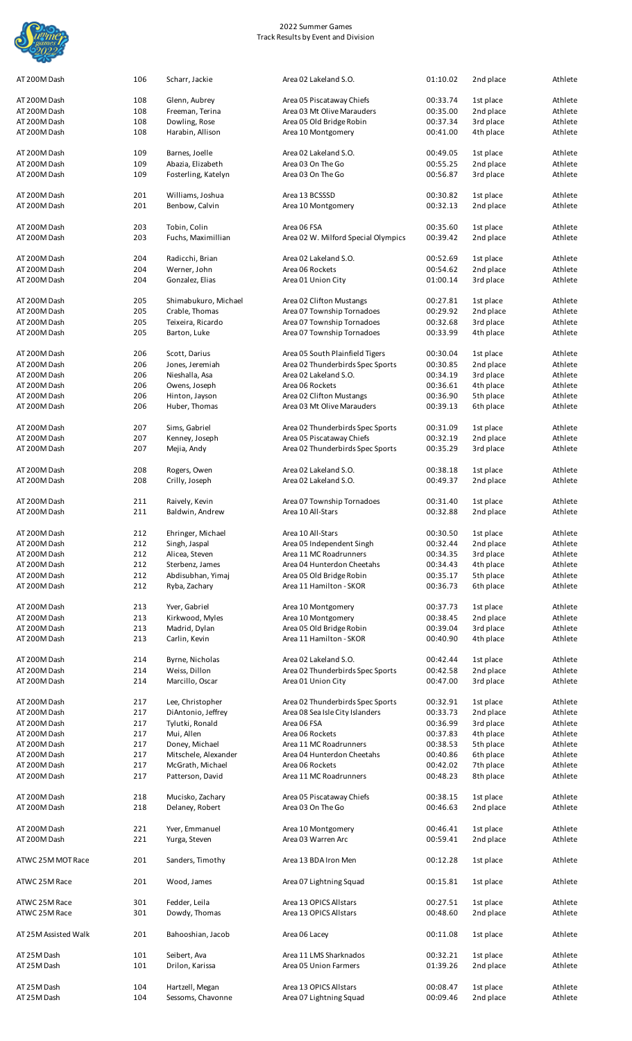# 2022 Summer Games
## Track Results by Event and Division

| Event | Division | Name | Team | Time | Place | Type |
|---|---|---|---|---|---|---|
| AT 200M Dash | 106 | Scharr, Jackie | Area 02 Lakeland S.O. | 01:10.02 | 2nd place | Athlete |
| AT 200M Dash | 108 | Glenn, Aubrey | Area 05 Piscataway Chiefs | 00:33.74 | 1st place | Athlete |
| AT 200M Dash | 108 | Freeman, Terina | Area 03 Mt Olive Marauders | 00:35.00 | 2nd place | Athlete |
| AT 200M Dash | 108 | Dowling, Rose | Area 05 Old Bridge Robin | 00:37.34 | 3rd place | Athlete |
| AT 200M Dash | 108 | Harabin, Allison | Area 10 Montgomery | 00:41.00 | 4th place | Athlete |
| AT 200M Dash | 109 | Barnes, Joelle | Area 02 Lakeland S.O. | 00:49.05 | 1st place | Athlete |
| AT 200M Dash | 109 | Abazia, Elizabeth | Area 03 On The Go | 00:55.25 | 2nd place | Athlete |
| AT 200M Dash | 109 | Fosterling, Katelyn | Area 03 On The Go | 00:56.87 | 3rd place | Athlete |
| AT 200M Dash | 201 | Williams, Joshua | Area 13 BCSSSD | 00:30.82 | 1st place | Athlete |
| AT 200M Dash | 201 | Benbow, Calvin | Area 10 Montgomery | 00:32.13 | 2nd place | Athlete |
| AT 200M Dash | 203 | Tobin, Colin | Area 06 FSA | 00:35.60 | 1st place | Athlete |
| AT 200M Dash | 203 | Fuchs, Maximillian | Area 02 W. Milford Special Olympics | 00:39.42 | 2nd place | Athlete |
| AT 200M Dash | 204 | Radicchi, Brian | Area 02 Lakeland S.O. | 00:52.69 | 1st place | Athlete |
| AT 200M Dash | 204 | Werner, John | Area 06 Rockets | 00:54.62 | 2nd place | Athlete |
| AT 200M Dash | 204 | Gonzalez, Elias | Area 01 Union City | 01:00.14 | 3rd place | Athlete |
| AT 200M Dash | 205 | Shimabukuro, Michael | Area 02 Clifton Mustangs | 00:27.81 | 1st place | Athlete |
| AT 200M Dash | 205 | Crable, Thomas | Area 07 Township Tornadoes | 00:29.92 | 2nd place | Athlete |
| AT 200M Dash | 205 | Teixeira, Ricardo | Area 07 Township Tornadoes | 00:32.68 | 3rd place | Athlete |
| AT 200M Dash | 205 | Barton, Luke | Area 07 Township Tornadoes | 00:33.99 | 4th place | Athlete |
| AT 200M Dash | 206 | Scott, Darius | Area 05 South Plainfield Tigers | 00:30.04 | 1st place | Athlete |
| AT 200M Dash | 206 | Jones, Jeremiah | Area 02 Thunderbirds Spec Sports | 00:30.85 | 2nd place | Athlete |
| AT 200M Dash | 206 | Nieshalla, Asa | Area 02 Lakeland S.O. | 00:34.19 | 3rd place | Athlete |
| AT 200M Dash | 206 | Owens, Joseph | Area 06 Rockets | 00:36.61 | 4th place | Athlete |
| AT 200M Dash | 206 | Hinton, Jayson | Area 02 Clifton Mustangs | 00:36.90 | 5th place | Athlete |
| AT 200M Dash | 206 | Huber, Thomas | Area 03 Mt Olive Marauders | 00:39.13 | 6th place | Athlete |
| AT 200M Dash | 207 | Sims, Gabriel | Area 02 Thunderbirds Spec Sports | 00:31.09 | 1st place | Athlete |
| AT 200M Dash | 207 | Kenney, Joseph | Area 05 Piscataway Chiefs | 00:32.19 | 2nd place | Athlete |
| AT 200M Dash | 207 | Mejia, Andy | Area 02 Thunderbirds Spec Sports | 00:35.29 | 3rd place | Athlete |
| AT 200M Dash | 208 | Rogers, Owen | Area 02 Lakeland S.O. | 00:38.18 | 1st place | Athlete |
| AT 200M Dash | 208 | Crilly, Joseph | Area 02 Lakeland S.O. | 00:49.37 | 2nd place | Athlete |
| AT 200M Dash | 211 | Raively, Kevin | Area 07 Township Tornadoes | 00:31.40 | 1st place | Athlete |
| AT 200M Dash | 211 | Baldwin, Andrew | Area 10 All-Stars | 00:32.88 | 2nd place | Athlete |
| AT 200M Dash | 212 | Ehringer, Michael | Area 10 All-Stars | 00:30.50 | 1st place | Athlete |
| AT 200M Dash | 212 | Singh, Jaspal | Area 05 Independent Singh | 00:32.44 | 2nd place | Athlete |
| AT 200M Dash | 212 | Alicea, Steven | Area 11 MC Roadrunners | 00:34.35 | 3rd place | Athlete |
| AT 200M Dash | 212 | Sterbenz, James | Area 04 Hunterdon Cheetahs | 00:34.43 | 4th place | Athlete |
| AT 200M Dash | 212 | Abdisubhan, Yimaj | Area 05 Old Bridge Robin | 00:35.17 | 5th place | Athlete |
| AT 200M Dash | 212 | Ryba, Zachary | Area 11 Hamilton - SKOR | 00:36.73 | 6th place | Athlete |
| AT 200M Dash | 213 | Yver, Gabriel | Area 10 Montgomery | 00:37.73 | 1st place | Athlete |
| AT 200M Dash | 213 | Kirkwood, Myles | Area 10 Montgomery | 00:38.45 | 2nd place | Athlete |
| AT 200M Dash | 213 | Madrid, Dylan | Area 05 Old Bridge Robin | 00:39.04 | 3rd place | Athlete |
| AT 200M Dash | 213 | Carlin, Kevin | Area 11 Hamilton - SKOR | 00:40.90 | 4th place | Athlete |
| AT 200M Dash | 214 | Byrne, Nicholas | Area 02 Lakeland S.O. | 00:42.44 | 1st place | Athlete |
| AT 200M Dash | 214 | Weiss, Dillon | Area 02 Thunderbirds Spec Sports | 00:42.58 | 2nd place | Athlete |
| AT 200M Dash | 214 | Marcillo, Oscar | Area 01 Union City | 00:47.00 | 3rd place | Athlete |
| AT 200M Dash | 217 | Lee, Christopher | Area 02 Thunderbirds Spec Sports | 00:32.91 | 1st place | Athlete |
| AT 200M Dash | 217 | DiAntonio, Jeffrey | Area 08 Sea Isle City Islanders | 00:33.73 | 2nd place | Athlete |
| AT 200M Dash | 217 | Tylutki, Ronald | Area 06 FSA | 00:36.99 | 3rd place | Athlete |
| AT 200M Dash | 217 | Mui, Allen | Area 06 Rockets | 00:37.83 | 4th place | Athlete |
| AT 200M Dash | 217 | Doney, Michael | Area 11 MC Roadrunners | 00:38.53 | 5th place | Athlete |
| AT 200M Dash | 217 | Mitschele, Alexander | Area 04 Hunterdon Cheetahs | 00:40.86 | 6th place | Athlete |
| AT 200M Dash | 217 | McGrath, Michael | Area 06 Rockets | 00:42.02 | 7th place | Athlete |
| AT 200M Dash | 217 | Patterson, David | Area 11 MC Roadrunners | 00:48.23 | 8th place | Athlete |
| AT 200M Dash | 218 | Mucisko, Zachary | Area 05 Piscataway Chiefs | 00:38.15 | 1st place | Athlete |
| AT 200M Dash | 218 | Delaney, Robert | Area 03 On The Go | 00:46.63 | 2nd place | Athlete |
| AT 200M Dash | 221 | Yver, Emmanuel | Area 10 Montgomery | 00:46.41 | 1st place | Athlete |
| AT 200M Dash | 221 | Yurga, Steven | Area 03 Warren Arc | 00:59.41 | 2nd place | Athlete |
| ATWC 25M MOT Race | 201 | Sanders, Timothy | Area 13 BDA Iron Men | 00:12.28 | 1st place | Athlete |
| ATWC 25M Race | 201 | Wood, James | Area 07 Lightning Squad | 00:15.81 | 1st place | Athlete |
| ATWC 25M Race | 301 | Fedder, Leila | Area 13 OPICS Allstars | 00:27.51 | 1st place | Athlete |
| ATWC 25M Race | 301 | Dowdy, Thomas | Area 13 OPICS Allstars | 00:48.60 | 2nd place | Athlete |
| AT 25M Assisted Walk | 201 | Bahooshian, Jacob | Area 06 Lacey | 00:11.08 | 1st place | Athlete |
| AT 25M Dash | 101 | Seibert, Ava | Area 11 LMS Sharknados | 00:32.21 | 1st place | Athlete |
| AT 25M Dash | 101 | Drilon, Karissa | Area 05 Union Farmers | 01:39.26 | 2nd place | Athlete |
| AT 25M Dash | 104 | Hartzell, Megan | Area 13 OPICS Allstars | 00:08.47 | 1st place | Athlete |
| AT 25M Dash | 104 | Sessoms, Chavonne | Area 07 Lightning Squad | 00:09.46 | 2nd place | Athlete |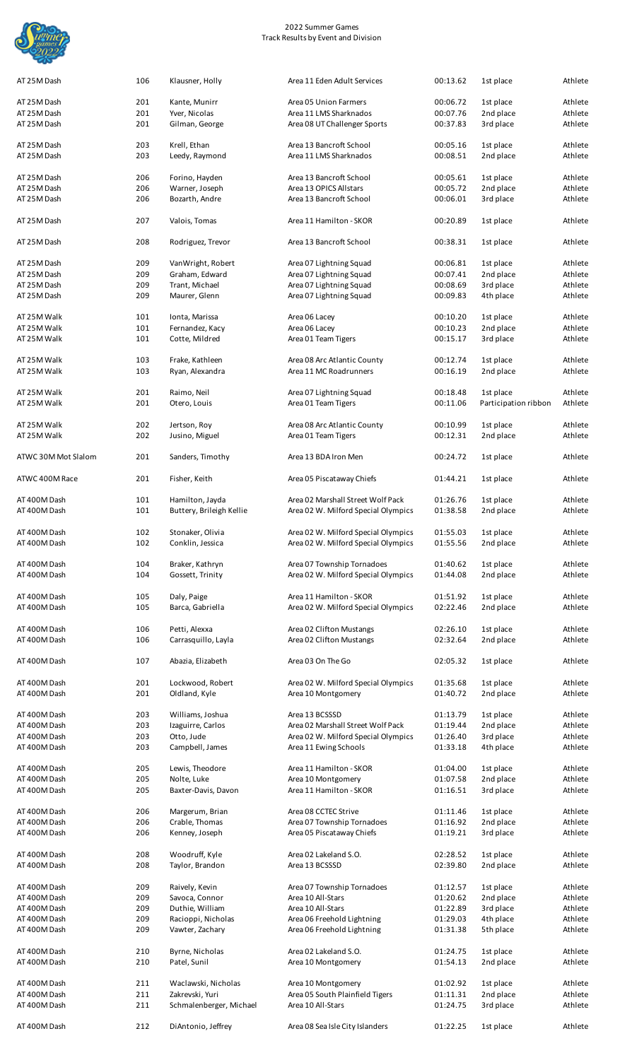2022 Summer Games
Track Results by Event and Division

| Event | Division | Name | Team | Time | Place | Type |
|---|---|---|---|---|---|---|
| AT 25M Dash | 106 | Klausner, Holly | Area 11 Eden Adult Services | 00:13.62 | 1st place | Athlete |
| AT 25M Dash | 201 | Kante, Munirr | Area 05 Union Farmers | 00:06.72 | 1st place | Athlete |
| AT 25M Dash | 201 | Yver, Nicolas | Area 11 LMS Sharknados | 00:07.76 | 2nd place | Athlete |
| AT 25M Dash | 201 | Gilman, George | Area 08 UT Challenger Sports | 00:37.83 | 3rd place | Athlete |
| AT 25M Dash | 203 | Krell, Ethan | Area 13 Bancroft School | 00:05.16 | 1st place | Athlete |
| AT 25M Dash | 203 | Leedy, Raymond | Area 11 LMS Sharknados | 00:08.51 | 2nd place | Athlete |
| AT 25M Dash | 206 | Forino, Hayden | Area 13 Bancroft School | 00:05.61 | 1st place | Athlete |
| AT 25M Dash | 206 | Warner, Joseph | Area 13 OPICS Allstars | 00:05.72 | 2nd place | Athlete |
| AT 25M Dash | 206 | Bozarth, Andre | Area 13 Bancroft School | 00:06.01 | 3rd place | Athlete |
| AT 25M Dash | 207 | Valois, Tomas | Area 11 Hamilton - SKOR | 00:20.89 | 1st place | Athlete |
| AT 25M Dash | 208 | Rodriguez, Trevor | Area 13 Bancroft School | 00:38.31 | 1st place | Athlete |
| AT 25M Dash | 209 | VanWright, Robert | Area 07 Lightning Squad | 00:06.81 | 1st place | Athlete |
| AT 25M Dash | 209 | Graham, Edward | Area 07 Lightning Squad | 00:07.41 | 2nd place | Athlete |
| AT 25M Dash | 209 | Trant, Michael | Area 07 Lightning Squad | 00:08.69 | 3rd place | Athlete |
| AT 25M Dash | 209 | Maurer, Glenn | Area 07 Lightning Squad | 00:09.83 | 4th place | Athlete |
| AT 25M Walk | 101 | Ionta, Marissa | Area 06 Lacey | 00:10.20 | 1st place | Athlete |
| AT 25M Walk | 101 | Fernandez, Kacy | Area 06 Lacey | 00:10.23 | 2nd place | Athlete |
| AT 25M Walk | 101 | Cotte, Mildred | Area 01 Team Tigers | 00:15.17 | 3rd place | Athlete |
| AT 25M Walk | 103 | Frake, Kathleen | Area 08 Arc Atlantic County | 00:12.74 | 1st place | Athlete |
| AT 25M Walk | 103 | Ryan, Alexandra | Area 11 MC Roadrunners | 00:16.19 | 2nd place | Athlete |
| AT 25M Walk | 201 | Raimo, Neil | Area 07 Lightning Squad | 00:18.48 | 1st place | Athlete |
| AT 25M Walk | 201 | Otero, Louis | Area 01 Team Tigers | 00:11.06 | Participation ribbon | Athlete |
| AT 25M Walk | 202 | Jertson, Roy | Area 08 Arc Atlantic County | 00:10.99 | 1st place | Athlete |
| AT 25M Walk | 202 | Jusino, Miguel | Area 01 Team Tigers | 00:12.31 | 2nd place | Athlete |
| ATWC 30M Mot Slalom | 201 | Sanders, Timothy | Area 13 BDA Iron Men | 00:24.72 | 1st place | Athlete |
| ATWC 400M Race | 201 | Fisher, Keith | Area 05 Piscataway Chiefs | 01:44.21 | 1st place | Athlete |
| AT 400M Dash | 101 | Hamilton, Jayda | Area 02 Marshall Street Wolf Pack | 01:26.76 | 1st place | Athlete |
| AT 400M Dash | 101 | Buttery, Brileigh Kellie | Area 02 W. Milford Special Olympics | 01:38.58 | 2nd place | Athlete |
| AT 400M Dash | 102 | Stonaker, Olivia | Area 02 W. Milford Special Olympics | 01:55.03 | 1st place | Athlete |
| AT 400M Dash | 102 | Conklin, Jessica | Area 02 W. Milford Special Olympics | 01:55.56 | 2nd place | Athlete |
| AT 400M Dash | 104 | Braker, Kathryn | Area 07 Township Tornadoes | 01:40.62 | 1st place | Athlete |
| AT 400M Dash | 104 | Gossett, Trinity | Area 02 W. Milford Special Olympics | 01:44.08 | 2nd place | Athlete |
| AT 400M Dash | 105 | Daly, Paige | Area 11 Hamilton - SKOR | 01:51.92 | 1st place | Athlete |
| AT 400M Dash | 105 | Barca, Gabriella | Area 02 W. Milford Special Olympics | 02:22.46 | 2nd place | Athlete |
| AT 400M Dash | 106 | Petti, Alexxa | Area 02 Clifton Mustangs | 02:26.10 | 1st place | Athlete |
| AT 400M Dash | 106 | Carrasquillo, Layla | Area 02 Clifton Mustangs | 02:32.64 | 2nd place | Athlete |
| AT 400M Dash | 107 | Abazia, Elizabeth | Area 03 On The Go | 02:05.32 | 1st place | Athlete |
| AT 400M Dash | 201 | Lockwood, Robert | Area 02 W. Milford Special Olympics | 01:35.68 | 1st place | Athlete |
| AT 400M Dash | 201 | Oldland, Kyle | Area 10 Montgomery | 01:40.72 | 2nd place | Athlete |
| AT 400M Dash | 203 | Williams, Joshua | Area 13 BCSSSD | 01:13.79 | 1st place | Athlete |
| AT 400M Dash | 203 | Izaguirre, Carlos | Area 02 Marshall Street Wolf Pack | 01:19.44 | 2nd place | Athlete |
| AT 400M Dash | 203 | Otto, Jude | Area 02 W. Milford Special Olympics | 01:26.40 | 3rd place | Athlete |
| AT 400M Dash | 203 | Campbell, James | Area 11 Ewing Schools | 01:33.18 | 4th place | Athlete |
| AT 400M Dash | 205 | Lewis, Theodore | Area 11 Hamilton - SKOR | 01:04.00 | 1st place | Athlete |
| AT 400M Dash | 205 | Nolte, Luke | Area 10 Montgomery | 01:07.58 | 2nd place | Athlete |
| AT 400M Dash | 205 | Baxter-Davis, Davon | Area 11 Hamilton - SKOR | 01:16.51 | 3rd place | Athlete |
| AT 400M Dash | 206 | Margerum, Brian | Area 08 CCTEC Strive | 01:11.46 | 1st place | Athlete |
| AT 400M Dash | 206 | Crable, Thomas | Area 07 Township Tornadoes | 01:16.92 | 2nd place | Athlete |
| AT 400M Dash | 206 | Kenney, Joseph | Area 05 Piscataway Chiefs | 01:19.21 | 3rd place | Athlete |
| AT 400M Dash | 208 | Woodruff, Kyle | Area 02 Lakeland S.O. | 02:28.52 | 1st place | Athlete |
| AT 400M Dash | 208 | Taylor, Brandon | Area 13 BCSSSD | 02:39.80 | 2nd place | Athlete |
| AT 400M Dash | 209 | Raively, Kevin | Area 07 Township Tornadoes | 01:12.57 | 1st place | Athlete |
| AT 400M Dash | 209 | Savoca, Connor | Area 10 All-Stars | 01:20.62 | 2nd place | Athlete |
| AT 400M Dash | 209 | Duthie, William | Area 10 All-Stars | 01:22.89 | 3rd place | Athlete |
| AT 400M Dash | 209 | Racioppi, Nicholas | Area 06 Freehold Lightning | 01:29.03 | 4th place | Athlete |
| AT 400M Dash | 209 | Vawter, Zachary | Area 06 Freehold Lightning | 01:31.38 | 5th place | Athlete |
| AT 400M Dash | 210 | Byrne, Nicholas | Area 02 Lakeland S.O. | 01:24.75 | 1st place | Athlete |
| AT 400M Dash | 210 | Patel, Sunil | Area 10 Montgomery | 01:54.13 | 2nd place | Athlete |
| AT 400M Dash | 211 | Waclawski, Nicholas | Area 10 Montgomery | 01:02.92 | 1st place | Athlete |
| AT 400M Dash | 211 | Zakrevski, Yuri | Area 05 South Plainfield Tigers | 01:11.31 | 2nd place | Athlete |
| AT 400M Dash | 211 | Schmalenberger, Michael | Area 10 All-Stars | 01:24.75 | 3rd place | Athlete |
| AT 400M Dash | 212 | DiAntonio, Jeffrey | Area 08 Sea Isle City Islanders | 01:22.25 | 1st place | Athlete |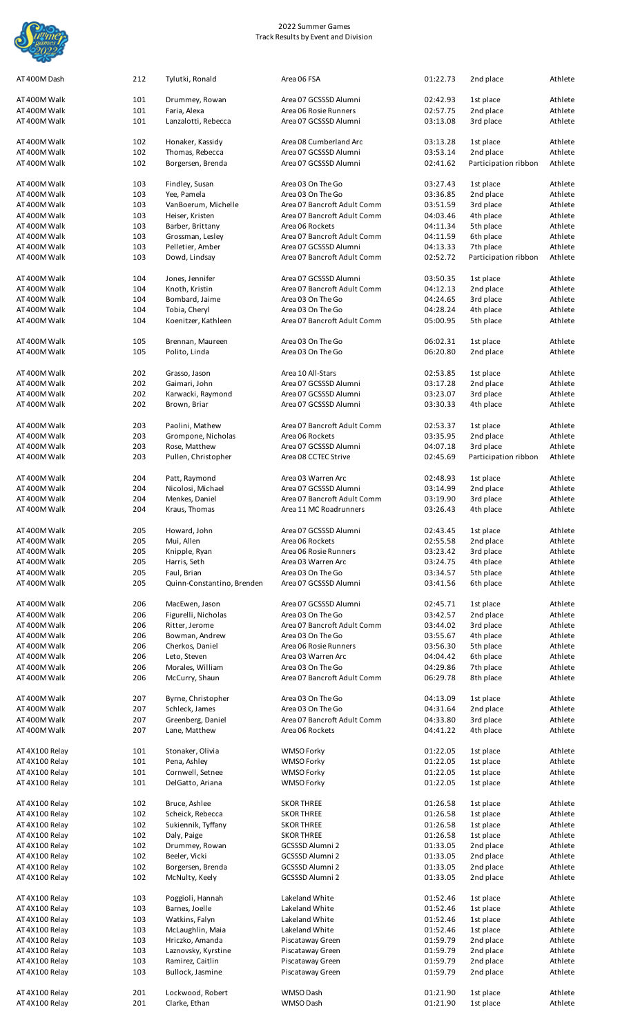# 2022 Summer Games
## Track Results by Event and Division

| Event | Division | Name | Team | Time | Place | Type |
|---|---|---|---|---|---|---|
| AT 400M Dash | 212 | Tylutki, Ronald | Area 06 FSA | 01:22.73 | 2nd place | Athlete |
| AT 400M Walk | 101 | Drummey, Rowan | Area 07 GCSSSD Alumni | 02:42.93 | 1st place | Athlete |
| AT 400M Walk | 101 | Faria, Alexa | Area 06 Rosie Runners | 02:57.75 | 2nd place | Athlete |
| AT 400M Walk | 101 | Lanzalotti, Rebecca | Area 07 GCSSSD Alumni | 03:13.08 | 3rd place | Athlete |
| AT 400M Walk | 102 | Honaker, Kassidy | Area 08 Cumberland Arc | 03:13.28 | 1st place | Athlete |
| AT 400M Walk | 102 | Thomas, Rebecca | Area 07 GCSSSD Alumni | 03:53.14 | 2nd place | Athlete |
| AT 400M Walk | 102 | Borgersen, Brenda | Area 07 GCSSSD Alumni | 02:41.62 | Participation ribbon | Athlete |
| AT 400M Walk | 103 | Findley, Susan | Area 03 On The Go | 03:27.43 | 1st place | Athlete |
| AT 400M Walk | 103 | Yee, Pamela | Area 03 On The Go | 03:36.85 | 2nd place | Athlete |
| AT 400M Walk | 103 | VanBoerum, Michelle | Area 07 Bancroft Adult Comm | 03:51.59 | 3rd place | Athlete |
| AT 400M Walk | 103 | Heiser, Kristen | Area 07 Bancroft Adult Comm | 04:03.46 | 4th place | Athlete |
| AT 400M Walk | 103 | Barber, Brittany | Area 06 Rockets | 04:11.34 | 5th place | Athlete |
| AT 400M Walk | 103 | Grossman, Lesley | Area 07 Bancroft Adult Comm | 04:11.59 | 6th place | Athlete |
| AT 400M Walk | 103 | Pelletier, Amber | Area 07 GCSSSD Alumni | 04:13.33 | 7th place | Athlete |
| AT 400M Walk | 103 | Dowd, Lindsay | Area 07 Bancroft Adult Comm | 02:52.72 | Participation ribbon | Athlete |
| AT 400M Walk | 104 | Jones, Jennifer | Area 07 GCSSSD Alumni | 03:50.35 | 1st place | Athlete |
| AT 400M Walk | 104 | Knoth, Kristin | Area 07 Bancroft Adult Comm | 04:12.13 | 2nd place | Athlete |
| AT 400M Walk | 104 | Bombard, Jaime | Area 03 On The Go | 04:24.65 | 3rd place | Athlete |
| AT 400M Walk | 104 | Tobia, Cheryl | Area 03 On The Go | 04:28.24 | 4th place | Athlete |
| AT 400M Walk | 104 | Koenitzer, Kathleen | Area 07 Bancroft Adult Comm | 05:00.95 | 5th place | Athlete |
| AT 400M Walk | 105 | Brennan, Maureen | Area 03 On The Go | 06:02.31 | 1st place | Athlete |
| AT 400M Walk | 105 | Polito, Linda | Area 03 On The Go | 06:20.80 | 2nd place | Athlete |
| AT 400M Walk | 202 | Grasso, Jason | Area 10 All-Stars | 02:53.85 | 1st place | Athlete |
| AT 400M Walk | 202 | Gaimari, John | Area 07 GCSSSD Alumni | 03:17.28 | 2nd place | Athlete |
| AT 400M Walk | 202 | Karwacki, Raymond | Area 07 GCSSSD Alumni | 03:23.07 | 3rd place | Athlete |
| AT 400M Walk | 202 | Brown, Briar | Area 07 GCSSSD Alumni | 03:30.33 | 4th place | Athlete |
| AT 400M Walk | 203 | Paolini, Mathew | Area 07 Bancroft Adult Comm | 02:53.37 | 1st place | Athlete |
| AT 400M Walk | 203 | Grompone, Nicholas | Area 06 Rockets | 03:35.95 | 2nd place | Athlete |
| AT 400M Walk | 203 | Rose, Matthew | Area 07 GCSSSD Alumni | 04:07.18 | 3rd place | Athlete |
| AT 400M Walk | 203 | Pullen, Christopher | Area 08 CCTEC Strive | 02:45.69 | Participation ribbon | Athlete |
| AT 400M Walk | 204 | Patt, Raymond | Area 03 Warren Arc | 02:48.93 | 1st place | Athlete |
| AT 400M Walk | 204 | Nicolosi, Michael | Area 07 GCSSSD Alumni | 03:14.99 | 2nd place | Athlete |
| AT 400M Walk | 204 | Menkes, Daniel | Area 07 Bancroft Adult Comm | 03:19.90 | 3rd place | Athlete |
| AT 400M Walk | 204 | Kraus, Thomas | Area 11 MC Roadrunners | 03:26.43 | 4th place | Athlete |
| AT 400M Walk | 205 | Howard, John | Area 07 GCSSSD Alumni | 02:43.45 | 1st place | Athlete |
| AT 400M Walk | 205 | Mui, Allen | Area 06 Rockets | 02:55.58 | 2nd place | Athlete |
| AT 400M Walk | 205 | Knipple, Ryan | Area 06 Rosie Runners | 03:23.42 | 3rd place | Athlete |
| AT 400M Walk | 205 | Harris, Seth | Area 03 Warren Arc | 03:24.75 | 4th place | Athlete |
| AT 400M Walk | 205 | Faul, Brian | Area 03 On The Go | 03:34.57 | 5th place | Athlete |
| AT 400M Walk | 205 | Quinn-Constantino, Brenden | Area 07 GCSSSD Alumni | 03:41.56 | 6th place | Athlete |
| AT 400M Walk | 206 | MacEwen, Jason | Area 07 GCSSSD Alumni | 02:45.71 | 1st place | Athlete |
| AT 400M Walk | 206 | Figurelli, Nicholas | Area 03 On The Go | 03:42.57 | 2nd place | Athlete |
| AT 400M Walk | 206 | Ritter, Jerome | Area 07 Bancroft Adult Comm | 03:44.02 | 3rd place | Athlete |
| AT 400M Walk | 206 | Bowman, Andrew | Area 03 On The Go | 03:55.67 | 4th place | Athlete |
| AT 400M Walk | 206 | Cherkos, Daniel | Area 06 Rosie Runners | 03:56.30 | 5th place | Athlete |
| AT 400M Walk | 206 | Leto, Steven | Area 03 Warren Arc | 04:04.42 | 6th place | Athlete |
| AT 400M Walk | 206 | Morales, William | Area 03 On The Go | 04:29.86 | 7th place | Athlete |
| AT 400M Walk | 206 | McCurry, Shaun | Area 07 Bancroft Adult Comm | 06:29.78 | 8th place | Athlete |
| AT 400M Walk | 207 | Byrne, Christopher | Area 03 On The Go | 04:13.09 | 1st place | Athlete |
| AT 400M Walk | 207 | Schleck, James | Area 03 On The Go | 04:31.64 | 2nd place | Athlete |
| AT 400M Walk | 207 | Greenberg, Daniel | Area 07 Bancroft Adult Comm | 04:33.80 | 3rd place | Athlete |
| AT 400M Walk | 207 | Lane, Matthew | Area 06 Rockets | 04:41.22 | 4th place | Athlete |
| AT 4X100 Relay | 101 | Stonaker, Olivia | WMSO Forky | 01:22.05 | 1st place | Athlete |
| AT 4X100 Relay | 101 | Pena, Ashley | WMSO Forky | 01:22.05 | 1st place | Athlete |
| AT 4X100 Relay | 101 | Cornwell, Setnee | WMSO Forky | 01:22.05 | 1st place | Athlete |
| AT 4X100 Relay | 101 | DelGatto, Ariana | WMSO Forky | 01:22.05 | 1st place | Athlete |
| AT 4X100 Relay | 102 | Bruce, Ashlee | SKOR THREE | 01:26.58 | 1st place | Athlete |
| AT 4X100 Relay | 102 | Scheick, Rebecca | SKOR THREE | 01:26.58 | 1st place | Athlete |
| AT 4X100 Relay | 102 | Sukiennik, Tyffany | SKOR THREE | 01:26.58 | 1st place | Athlete |
| AT 4X100 Relay | 102 | Daly, Paige | SKOR THREE | 01:26.58 | 1st place | Athlete |
| AT 4X100 Relay | 102 | Drummey, Rowan | GCSSSD Alumni 2 | 01:33.05 | 2nd place | Athlete |
| AT 4X100 Relay | 102 | Beeler, Vicki | GCSSSD Alumni 2 | 01:33.05 | 2nd place | Athlete |
| AT 4X100 Relay | 102 | Borgersen, Brenda | GCSSSD Alumni 2 | 01:33.05 | 2nd place | Athlete |
| AT 4X100 Relay | 102 | McNulty, Keely | GCSSSD Alumni 2 | 01:33.05 | 2nd place | Athlete |
| AT 4X100 Relay | 103 | Poggioli, Hannah | Lakeland White | 01:52.46 | 1st place | Athlete |
| AT 4X100 Relay | 103 | Barnes, Joelle | Lakeland White | 01:52.46 | 1st place | Athlete |
| AT 4X100 Relay | 103 | Watkins, Falyn | Lakeland White | 01:52.46 | 1st place | Athlete |
| AT 4X100 Relay | 103 | McLaughlin, Maia | Lakeland White | 01:52.46 | 1st place | Athlete |
| AT 4X100 Relay | 103 | Hriczko, Amanda | Piscataway Green | 01:59.79 | 2nd place | Athlete |
| AT 4X100 Relay | 103 | Laznovsky, Kyrstine | Piscataway Green | 01:59.79 | 2nd place | Athlete |
| AT 4X100 Relay | 103 | Ramirez, Caitlin | Piscataway Green | 01:59.79 | 2nd place | Athlete |
| AT 4X100 Relay | 103 | Bullock, Jasmine | Piscataway Green | 01:59.79 | 2nd place | Athlete |
| AT 4X100 Relay | 201 | Lockwood, Robert | WMSO Dash | 01:21.90 | 1st place | Athlete |
| AT 4X100 Relay | 201 | Clarke, Ethan | WMSO Dash | 01:21.90 | 1st place | Athlete |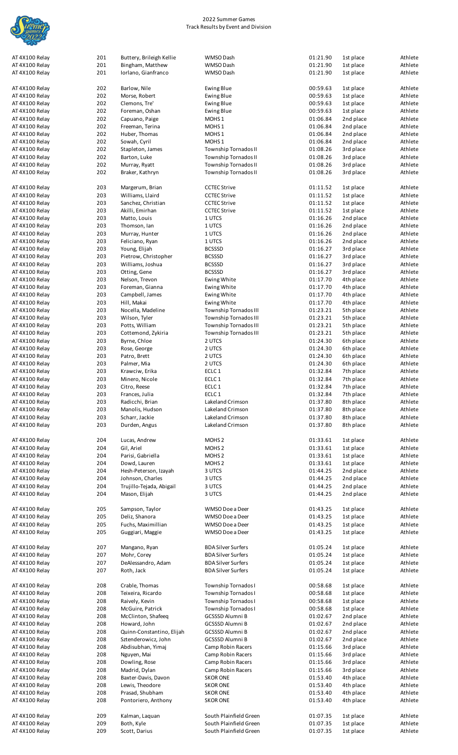# 2022 Summer Games
## Track Results by Event and Division

| Event | Division | Name | Team | Time | Place | Type |
|---|---|---|---|---|---|---|
| AT 4X100 Relay | 201 | Buttery, Brileigh Kellie | WMSO Dash | 01:21.90 | 1st place | Athlete |
| AT 4X100 Relay | 201 | Bingham, Matthew | WMSO Dash | 01:21.90 | 1st place | Athlete |
| AT 4X100 Relay | 201 | Iorlano, Gianfranco | WMSO Dash | 01:21.90 | 1st place | Athlete |
| | | | | | | |
| AT 4X100 Relay | 202 | Barlow, Nile | Ewing Blue | 00:59.63 | 1st place | Athlete |
| AT 4X100 Relay | 202 | Morse, Robert | Ewing Blue | 00:59.63 | 1st place | Athlete |
| AT 4X100 Relay | 202 | Clemons, Tre' | Ewing Blue | 00:59.63 | 1st place | Athlete |
| AT 4X100 Relay | 202 | Foreman, Oshan | Ewing Blue | 00:59.63 | 1st place | Athlete |
| AT 4X100 Relay | 202 | Capuano, Paige | MOHS 1 | 01:06.84 | 2nd place | Athlete |
| AT 4X100 Relay | 202 | Freeman, Terina | MOHS 1 | 01:06.84 | 2nd place | Athlete |
| AT 4X100 Relay | 202 | Huber, Thomas | MOHS 1 | 01:06.84 | 2nd place | Athlete |
| AT 4X100 Relay | 202 | Sowah, Cyril | MOHS 1 | 01:06.84 | 2nd place | Athlete |
| AT 4X100 Relay | 202 | Stapleton, James | Township Tornados II | 01:08.26 | 3rd place | Athlete |
| AT 4X100 Relay | 202 | Barton, Luke | Township Tornados II | 01:08.26 | 3rd place | Athlete |
| AT 4X100 Relay | 202 | Murray, Ryatt | Township Tornados II | 01:08.26 | 3rd place | Athlete |
| AT 4X100 Relay | 202 | Braker, Kathryn | Township Tornados II | 01:08.26 | 3rd place | Athlete |
| | | | | | | |
| AT 4X100 Relay | 203 | Margerum, Brian | CCTEC Strive | 01:11.52 | 1st place | Athlete |
| AT 4X100 Relay | 203 | Williams, Llaird | CCTEC Strive | 01:11.52 | 1st place | Athlete |
| AT 4X100 Relay | 203 | Sanchez, Christian | CCTEC Strive | 01:11.52 | 1st place | Athlete |
| AT 4X100 Relay | 203 | Akilli, Emirhan | CCTEC Strive | 01:11.52 | 1st place | Athlete |
| AT 4X100 Relay | 203 | Matto, Louis | 1 UTCS | 01:16.26 | 2nd place | Athlete |
| AT 4X100 Relay | 203 | Thomson, Ian | 1 UTCS | 01:16.26 | 2nd place | Athlete |
| AT 4X100 Relay | 203 | Murray, Hunter | 1 UTCS | 01:16.26 | 2nd place | Athlete |
| AT 4X100 Relay | 203 | Feliciano, Ryan | 1 UTCS | 01:16.26 | 2nd place | Athlete |
| AT 4X100 Relay | 203 | Young, Elijah | BCSSSD | 01:16.27 | 3rd place | Athlete |
| AT 4X100 Relay | 203 | Pietrow, Christopher | BCSSSD | 01:16.27 | 3rd place | Athlete |
| AT 4X100 Relay | 203 | Williams, Joshua | BCSSSD | 01:16.27 | 3rd place | Athlete |
| AT 4X100 Relay | 203 | Otting, Gene | BCSSSD | 01:16.27 | 3rd place | Athlete |
| AT 4X100 Relay | 203 | Nelson, Trevon | Ewing White | 01:17.70 | 4th place | Athlete |
| AT 4X100 Relay | 203 | Foreman, Gianna | Ewing White | 01:17.70 | 4th place | Athlete |
| AT 4X100 Relay | 203 | Campbell, James | Ewing White | 01:17.70 | 4th place | Athlete |
| AT 4X100 Relay | 203 | Hill, Makai | Ewing White | 01:17.70 | 4th place | Athlete |
| AT 4X100 Relay | 203 | Nocella, Madeline | Township Tornados III | 01:23.21 | 5th place | Athlete |
| AT 4X100 Relay | 203 | Wilson, Tyler | Township Tornados III | 01:23.21 | 5th place | Athlete |
| AT 4X100 Relay | 203 | Potts, William | Township Tornados III | 01:23.21 | 5th place | Athlete |
| AT 4X100 Relay | 203 | Cottemond, Zykiria | Township Tornados III | 01:23.21 | 5th place | Athlete |
| AT 4X100 Relay | 203 | Byrne, Chloe | 2 UTCS | 01:24.30 | 6th place | Athlete |
| AT 4X100 Relay | 203 | Rose, George | 2 UTCS | 01:24.30 | 6th place | Athlete |
| AT 4X100 Relay | 203 | Patro, Brett | 2 UTCS | 01:24.30 | 6th place | Athlete |
| AT 4X100 Relay | 203 | Palmer, Mia | 2 UTCS | 01:24.30 | 6th place | Athlete |
| AT 4X100 Relay | 203 | Krawciw, Erika | ECLC 1 | 01:32.84 | 7th place | Athlete |
| AT 4X100 Relay | 203 | Minero, Nicole | ECLC 1 | 01:32.84 | 7th place | Athlete |
| AT 4X100 Relay | 203 | Citro, Reese | ECLC 1 | 01:32.84 | 7th place | Athlete |
| AT 4X100 Relay | 203 | Frances, Julia | ECLC 1 | 01:32.84 | 7th place | Athlete |
| AT 4X100 Relay | 203 | Radicchi, Brian | Lakeland Crimson | 01:37.80 | 8th place | Athlete |
| AT 4X100 Relay | 203 | Manolis, Hudson | Lakeland Crimson | 01:37.80 | 8th place | Athlete |
| AT 4X100 Relay | 203 | Scharr, Jackie | Lakeland Crimson | 01:37.80 | 8th place | Athlete |
| AT 4X100 Relay | 203 | Durden, Angus | Lakeland Crimson | 01:37.80 | 8th place | Athlete |
| | | | | | | |
| AT 4X100 Relay | 204 | Lucas, Andrew | MOHS 2 | 01:33.61 | 1st place | Athlete |
| AT 4X100 Relay | 204 | Gil, Ariel | MOHS 2 | 01:33.61 | 1st place | Athlete |
| AT 4X100 Relay | 204 | Parisi, Gabriella | MOHS 2 | 01:33.61 | 1st place | Athlete |
| AT 4X100 Relay | 204 | Dowd, Lauren | MOHS 2 | 01:33.61 | 1st place | Athlete |
| AT 4X100 Relay | 204 | Hesh-Peterson, Izayah | 3 UTCS | 01:44.25 | 2nd place | Athlete |
| AT 4X100 Relay | 204 | Johnson, Charles | 3 UTCS | 01:44.25 | 2nd place | Athlete |
| AT 4X100 Relay | 204 | Trujillo-Tejada, Abigail | 3 UTCS | 01:44.25 | 2nd place | Athlete |
| AT 4X100 Relay | 204 | Mason, Elijah | 3 UTCS | 01:44.25 | 2nd place | Athlete |
| | | | | | | |
| AT 4X100 Relay | 205 | Sampson, Taylor | WMSO Doe a Deer | 01:43.25 | 1st place | Athlete |
| AT 4X100 Relay | 205 | Deliz, Shanora | WMSO Doe a Deer | 01:43.25 | 1st place | Athlete |
| AT 4X100 Relay | 205 | Fuchs, Maximillian | WMSO Doe a Deer | 01:43.25 | 1st place | Athlete |
| AT 4X100 Relay | 205 | Guggiari, Maggie | WMSO Doe a Deer | 01:43.25 | 1st place | Athlete |
| | | | | | | |
| AT 4X100 Relay | 207 | Mangano, Ryan | BDA Silver Surfers | 01:05.24 | 1st place | Athlete |
| AT 4X100 Relay | 207 | Mohr, Corey | BDA Silver Surfers | 01:05.24 | 1st place | Athlete |
| AT 4X100 Relay | 207 | DeAlessandro, Adam | BDA Silver Surfers | 01:05.24 | 1st place | Athlete |
| AT 4X100 Relay | 207 | Roth, Jack | BDA Silver Surfers | 01:05.24 | 1st place | Athlete |
| | | | | | | |
| AT 4X100 Relay | 208 | Crable, Thomas | Township Tornados I | 00:58.68 | 1st place | Athlete |
| AT 4X100 Relay | 208 | Teixeira, Ricardo | Township Tornados I | 00:58.68 | 1st place | Athlete |
| AT 4X100 Relay | 208 | Raively, Kevin | Township Tornados I | 00:58.68 | 1st place | Athlete |
| AT 4X100 Relay | 208 | McGuire, Patrick | Township Tornados I | 00:58.68 | 1st place | Athlete |
| AT 4X100 Relay | 208 | McClinton, Shafeeq | GCSSSD Alumni B | 01:02.67 | 2nd place | Athlete |
| AT 4X100 Relay | 208 | Howard, John | GCSSSD Alumni B | 01:02.67 | 2nd place | Athlete |
| AT 4X100 Relay | 208 | Quinn-Constantino, Elijah | GCSSSD Alumni B | 01:02.67 | 2nd place | Athlete |
| AT 4X100 Relay | 208 | Sztenderowicz, John | GCSSSD Alumni B | 01:02.67 | 2nd place | Athlete |
| AT 4X100 Relay | 208 | Abdisubhan, Yimaj | Camp Robin Racers | 01:15.66 | 3rd place | Athlete |
| AT 4X100 Relay | 208 | Nguyen, Mai | Camp Robin Racers | 01:15.66 | 3rd place | Athlete |
| AT 4X100 Relay | 208 | Dowling, Rose | Camp Robin Racers | 01:15.66 | 3rd place | Athlete |
| AT 4X100 Relay | 208 | Madrid, Dylan | Camp Robin Racers | 01:15.66 | 3rd place | Athlete |
| AT 4X100 Relay | 208 | Baxter-Davis, Davon | SKOR ONE | 01:53.40 | 4th place | Athlete |
| AT 4X100 Relay | 208 | Lewis, Theodore | SKOR ONE | 01:53.40 | 4th place | Athlete |
| AT 4X100 Relay | 208 | Prasad, Shubham | SKOR ONE | 01:53.40 | 4th place | Athlete |
| AT 4X100 Relay | 208 | Pontoriero, Anthony | SKOR ONE | 01:53.40 | 4th place | Athlete |
| | | | | | | |
| AT 4X100 Relay | 209 | Kalman, Laquan | South Plainfield Green | 01:07.35 | 1st place | Athlete |
| AT 4X100 Relay | 209 | Both, Kyle | South Plainfield Green | 01:07.35 | 1st place | Athlete |
| AT 4X100 Relay | 209 | Scott, Darius | South Plainfield Green | 01:07.35 | 1st place | Athlete |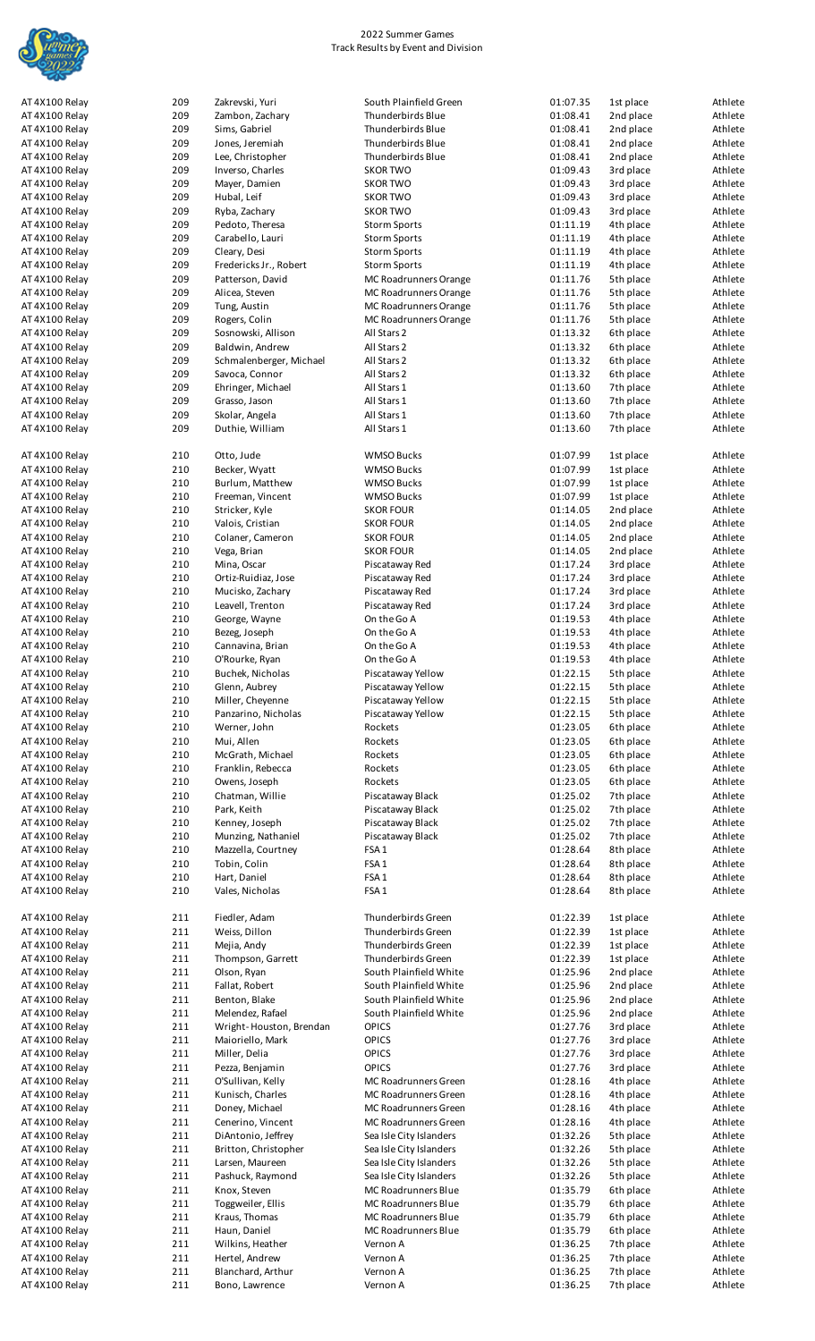# 2022 Summer Games
## Track Results by Event and Division

| Event | Division | Name | Team | Time | Place | Type |
|---|---|---|---|---|---|---|
| AT 4X100 Relay | 209 | Zakrevski, Yuri | South Plainfield Green | 01:07.35 | 1st place | Athlete |
| AT 4X100 Relay | 209 | Zambon, Zachary | Thunderbirds Blue | 01:08.41 | 2nd place | Athlete |
| AT 4X100 Relay | 209 | Sims, Gabriel | Thunderbirds Blue | 01:08.41 | 2nd place | Athlete |
| AT 4X100 Relay | 209 | Jones, Jeremiah | Thunderbirds Blue | 01:08.41 | 2nd place | Athlete |
| AT 4X100 Relay | 209 | Lee, Christopher | Thunderbirds Blue | 01:08.41 | 2nd place | Athlete |
| AT 4X100 Relay | 209 | Inverso, Charles | SKOR TWO | 01:09.43 | 3rd place | Athlete |
| AT 4X100 Relay | 209 | Mayer, Damien | SKOR TWO | 01:09.43 | 3rd place | Athlete |
| AT 4X100 Relay | 209 | Hubal, Leif | SKOR TWO | 01:09.43 | 3rd place | Athlete |
| AT 4X100 Relay | 209 | Ryba, Zachary | SKOR TWO | 01:09.43 | 3rd place | Athlete |
| AT 4X100 Relay | 209 | Pedoto, Theresa | Storm Sports | 01:11.19 | 4th place | Athlete |
| AT 4X100 Relay | 209 | Carabello, Lauri | Storm Sports | 01:11.19 | 4th place | Athlete |
| AT 4X100 Relay | 209 | Cleary, Desi | Storm Sports | 01:11.19 | 4th place | Athlete |
| AT 4X100 Relay | 209 | Fredericks Jr., Robert | Storm Sports | 01:11.19 | 4th place | Athlete |
| AT 4X100 Relay | 209 | Patterson, David | MC Roadrunners Orange | 01:11.76 | 5th place | Athlete |
| AT 4X100 Relay | 209 | Alicea, Steven | MC Roadrunners Orange | 01:11.76 | 5th place | Athlete |
| AT 4X100 Relay | 209 | Tung, Austin | MC Roadrunners Orange | 01:11.76 | 5th place | Athlete |
| AT 4X100 Relay | 209 | Rogers, Colin | MC Roadrunners Orange | 01:11.76 | 5th place | Athlete |
| AT 4X100 Relay | 209 | Sosnowski, Allison | All Stars 2 | 01:13.32 | 6th place | Athlete |
| AT 4X100 Relay | 209 | Baldwin, Andrew | All Stars 2 | 01:13.32 | 6th place | Athlete |
| AT 4X100 Relay | 209 | Schmalenberger, Michael | All Stars 2 | 01:13.32 | 6th place | Athlete |
| AT 4X100 Relay | 209 | Savoca, Connor | All Stars 2 | 01:13.32 | 6th place | Athlete |
| AT 4X100 Relay | 209 | Ehringer, Michael | All Stars 1 | 01:13.60 | 7th place | Athlete |
| AT 4X100 Relay | 209 | Grasso, Jason | All Stars 1 | 01:13.60 | 7th place | Athlete |
| AT 4X100 Relay | 209 | Skolar, Angela | All Stars 1 | 01:13.60 | 7th place | Athlete |
| AT 4X100 Relay | 209 | Duthie, William | All Stars 1 | 01:13.60 | 7th place | Athlete |
| AT 4X100 Relay | 210 | Otto, Jude | WMSO Bucks | 01:07.99 | 1st place | Athlete |
| AT 4X100 Relay | 210 | Becker, Wyatt | WMSO Bucks | 01:07.99 | 1st place | Athlete |
| AT 4X100 Relay | 210 | Burlum, Matthew | WMSO Bucks | 01:07.99 | 1st place | Athlete |
| AT 4X100 Relay | 210 | Freeman, Vincent | WMSO Bucks | 01:07.99 | 1st place | Athlete |
| AT 4X100 Relay | 210 | Stricker, Kyle | SKOR FOUR | 01:14.05 | 2nd place | Athlete |
| AT 4X100 Relay | 210 | Valois, Cristian | SKOR FOUR | 01:14.05 | 2nd place | Athlete |
| AT 4X100 Relay | 210 | Colaner, Cameron | SKOR FOUR | 01:14.05 | 2nd place | Athlete |
| AT 4X100 Relay | 210 | Vega, Brian | SKOR FOUR | 01:14.05 | 2nd place | Athlete |
| AT 4X100 Relay | 210 | Mina, Oscar | Piscataway Red | 01:17.24 | 3rd place | Athlete |
| AT 4X100 Relay | 210 | Ortiz-Ruidiaz, Jose | Piscataway Red | 01:17.24 | 3rd place | Athlete |
| AT 4X100 Relay | 210 | Mucisko, Zachary | Piscataway Red | 01:17.24 | 3rd place | Athlete |
| AT 4X100 Relay | 210 | Leavell, Trenton | Piscataway Red | 01:17.24 | 3rd place | Athlete |
| AT 4X100 Relay | 210 | George, Wayne | On the Go A | 01:19.53 | 4th place | Athlete |
| AT 4X100 Relay | 210 | Bezeg, Joseph | On the Go A | 01:19.53 | 4th place | Athlete |
| AT 4X100 Relay | 210 | Cannavina, Brian | On the Go A | 01:19.53 | 4th place | Athlete |
| AT 4X100 Relay | 210 | O'Rourke, Ryan | On the Go A | 01:19.53 | 4th place | Athlete |
| AT 4X100 Relay | 210 | Buchek, Nicholas | Piscataway Yellow | 01:22.15 | 5th place | Athlete |
| AT 4X100 Relay | 210 | Glenn, Aubrey | Piscataway Yellow | 01:22.15 | 5th place | Athlete |
| AT 4X100 Relay | 210 | Miller, Cheyenne | Piscataway Yellow | 01:22.15 | 5th place | Athlete |
| AT 4X100 Relay | 210 | Panzarino, Nicholas | Piscataway Yellow | 01:22.15 | 5th place | Athlete |
| AT 4X100 Relay | 210 | Werner, John | Rockets | 01:23.05 | 6th place | Athlete |
| AT 4X100 Relay | 210 | Mui, Allen | Rockets | 01:23.05 | 6th place | Athlete |
| AT 4X100 Relay | 210 | McGrath, Michael | Rockets | 01:23.05 | 6th place | Athlete |
| AT 4X100 Relay | 210 | Franklin, Rebecca | Rockets | 01:23.05 | 6th place | Athlete |
| AT 4X100 Relay | 210 | Owens, Joseph | Rockets | 01:23.05 | 6th place | Athlete |
| AT 4X100 Relay | 210 | Chatman, Willie | Piscataway Black | 01:25.02 | 7th place | Athlete |
| AT 4X100 Relay | 210 | Park, Keith | Piscataway Black | 01:25.02 | 7th place | Athlete |
| AT 4X100 Relay | 210 | Kenney, Joseph | Piscataway Black | 01:25.02 | 7th place | Athlete |
| AT 4X100 Relay | 210 | Munzing, Nathaniel | Piscataway Black | 01:25.02 | 7th place | Athlete |
| AT 4X100 Relay | 210 | Mazzella, Courtney | FSA 1 | 01:28.64 | 8th place | Athlete |
| AT 4X100 Relay | 210 | Tobin, Colin | FSA 1 | 01:28.64 | 8th place | Athlete |
| AT 4X100 Relay | 210 | Hart, Daniel | FSA 1 | 01:28.64 | 8th place | Athlete |
| AT 4X100 Relay | 210 | Vales, Nicholas | FSA 1 | 01:28.64 | 8th place | Athlete |
| AT 4X100 Relay | 211 | Fiedler, Adam | Thunderbirds Green | 01:22.39 | 1st place | Athlete |
| AT 4X100 Relay | 211 | Weiss, Dillon | Thunderbirds Green | 01:22.39 | 1st place | Athlete |
| AT 4X100 Relay | 211 | Mejia, Andy | Thunderbirds Green | 01:22.39 | 1st place | Athlete |
| AT 4X100 Relay | 211 | Thompson, Garrett | Thunderbirds Green | 01:22.39 | 1st place | Athlete |
| AT 4X100 Relay | 211 | Olson, Ryan | South Plainfield White | 01:25.96 | 2nd place | Athlete |
| AT 4X100 Relay | 211 | Fallat, Robert | South Plainfield White | 01:25.96 | 2nd place | Athlete |
| AT 4X100 Relay | 211 | Benton, Blake | South Plainfield White | 01:25.96 | 2nd place | Athlete |
| AT 4X100 Relay | 211 | Melendez, Rafael | South Plainfield White | 01:25.96 | 2nd place | Athlete |
| AT 4X100 Relay | 211 | Wright-Houston, Brendan | OPICS | 01:27.76 | 3rd place | Athlete |
| AT 4X100 Relay | 211 | Maioriello, Mark | OPICS | 01:27.76 | 3rd place | Athlete |
| AT 4X100 Relay | 211 | Miller, Delia | OPICS | 01:27.76 | 3rd place | Athlete |
| AT 4X100 Relay | 211 | Pezza, Benjamin | OPICS | 01:27.76 | 3rd place | Athlete |
| AT 4X100 Relay | 211 | O'Sullivan, Kelly | MC Roadrunners Green | 01:28.16 | 4th place | Athlete |
| AT 4X100 Relay | 211 | Kunisch, Charles | MC Roadrunners Green | 01:28.16 | 4th place | Athlete |
| AT 4X100 Relay | 211 | Doney, Michael | MC Roadrunners Green | 01:28.16 | 4th place | Athlete |
| AT 4X100 Relay | 211 | Cenerino, Vincent | MC Roadrunners Green | 01:28.16 | 4th place | Athlete |
| AT 4X100 Relay | 211 | DiAntonio, Jeffrey | Sea Isle City Islanders | 01:32.26 | 5th place | Athlete |
| AT 4X100 Relay | 211 | Britton, Christopher | Sea Isle City Islanders | 01:32.26 | 5th place | Athlete |
| AT 4X100 Relay | 211 | Larsen, Maureen | Sea Isle City Islanders | 01:32.26 | 5th place | Athlete |
| AT 4X100 Relay | 211 | Pashuck, Raymond | Sea Isle City Islanders | 01:32.26 | 5th place | Athlete |
| AT 4X100 Relay | 211 | Knox, Steven | MC Roadrunners Blue | 01:35.79 | 6th place | Athlete |
| AT 4X100 Relay | 211 | Toggweiler, Ellis | MC Roadrunners Blue | 01:35.79 | 6th place | Athlete |
| AT 4X100 Relay | 211 | Kraus, Thomas | MC Roadrunners Blue | 01:35.79 | 6th place | Athlete |
| AT 4X100 Relay | 211 | Haun, Daniel | MC Roadrunners Blue | 01:35.79 | 6th place | Athlete |
| AT 4X100 Relay | 211 | Wilkins, Heather | Vernon A | 01:36.25 | 7th place | Athlete |
| AT 4X100 Relay | 211 | Hertel, Andrew | Vernon A | 01:36.25 | 7th place | Athlete |
| AT 4X100 Relay | 211 | Blanchard, Arthur | Vernon A | 01:36.25 | 7th place | Athlete |
| AT 4X100 Relay | 211 | Bono, Lawrence | Vernon A | 01:36.25 | 7th place | Athlete |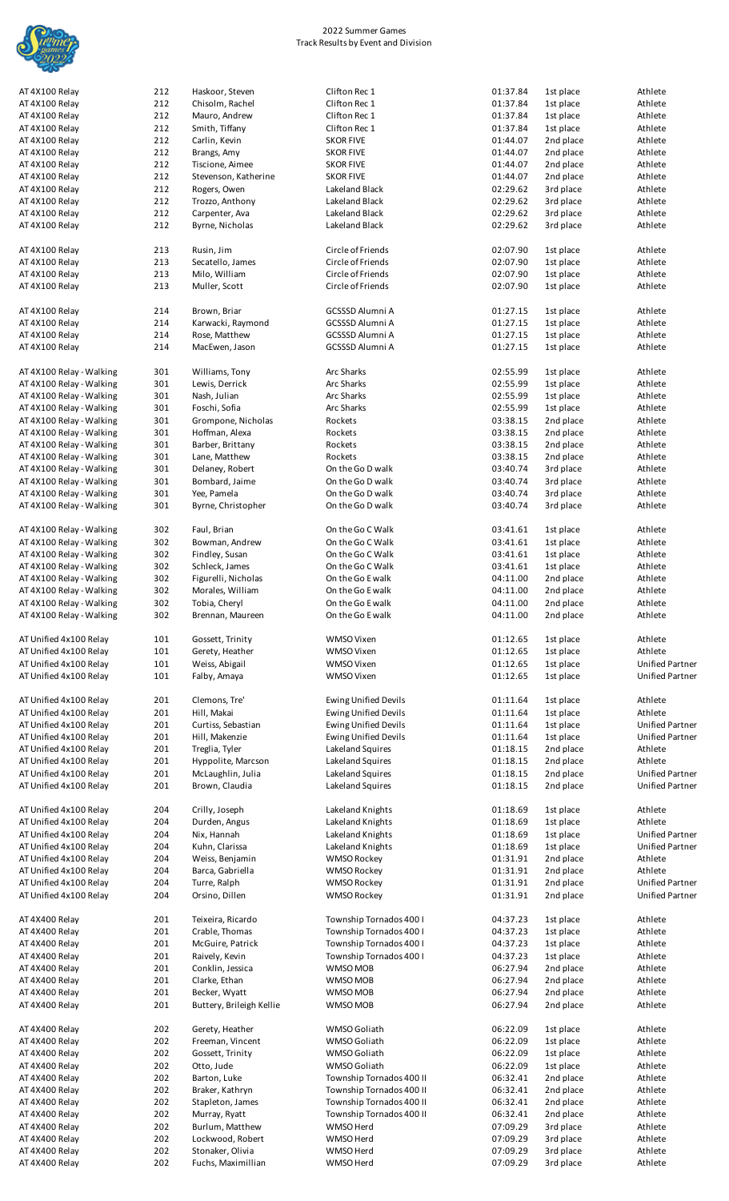# 2022 Summer Games
## Track Results by Event and Division

| Event | Division | Name | Team | Time | Place | Role |
|---|---|---|---|---|---|---|
| AT 4X100 Relay | 212 | Haskoor, Steven | Clifton Rec 1 | 01:37.84 | 1st place | Athlete |
| AT 4X100 Relay | 212 | Chisolm, Rachel | Clifton Rec 1 | 01:37.84 | 1st place | Athlete |
| AT 4X100 Relay | 212 | Mauro, Andrew | Clifton Rec 1 | 01:37.84 | 1st place | Athlete |
| AT 4X100 Relay | 212 | Smith, Tiffany | Clifton Rec 1 | 01:37.84 | 1st place | Athlete |
| AT 4X100 Relay | 212 | Carlin, Kevin | SKOR FIVE | 01:44.07 | 2nd place | Athlete |
| AT 4X100 Relay | 212 | Brangs, Amy | SKOR FIVE | 01:44.07 | 2nd place | Athlete |
| AT 4X100 Relay | 212 | Tiscione, Aimee | SKOR FIVE | 01:44.07 | 2nd place | Athlete |
| AT 4X100 Relay | 212 | Stevenson, Katherine | SKOR FIVE | 01:44.07 | 2nd place | Athlete |
| AT 4X100 Relay | 212 | Rogers, Owen | Lakeland Black | 02:29.62 | 3rd place | Athlete |
| AT 4X100 Relay | 212 | Trozzo, Anthony | Lakeland Black | 02:29.62 | 3rd place | Athlete |
| AT 4X100 Relay | 212 | Carpenter, Ava | Lakeland Black | 02:29.62 | 3rd place | Athlete |
| AT 4X100 Relay | 212 | Byrne, Nicholas | Lakeland Black | 02:29.62 | 3rd place | Athlete |
| AT 4X100 Relay | 213 | Rusin, Jim | Circle of Friends | 02:07.90 | 1st place | Athlete |
| AT 4X100 Relay | 213 | Secatello, James | Circle of Friends | 02:07.90 | 1st place | Athlete |
| AT 4X100 Relay | 213 | Milo, William | Circle of Friends | 02:07.90 | 1st place | Athlete |
| AT 4X100 Relay | 213 | Muller, Scott | Circle of Friends | 02:07.90 | 1st place | Athlete |
| AT 4X100 Relay | 214 | Brown, Briar | GCSSSD Alumni A | 01:27.15 | 1st place | Athlete |
| AT 4X100 Relay | 214 | Karwacki, Raymond | GCSSSD Alumni A | 01:27.15 | 1st place | Athlete |
| AT 4X100 Relay | 214 | Rose, Matthew | GCSSSD Alumni A | 01:27.15 | 1st place | Athlete |
| AT 4X100 Relay | 214 | MacEwen, Jason | GCSSSD Alumni A | 01:27.15 | 1st place | Athlete |
| AT 4X100 Relay - Walking | 301 | Williams, Tony | Arc Sharks | 02:55.99 | 1st place | Athlete |
| AT 4X100 Relay - Walking | 301 | Lewis, Derrick | Arc Sharks | 02:55.99 | 1st place | Athlete |
| AT 4X100 Relay - Walking | 301 | Nash, Julian | Arc Sharks | 02:55.99 | 1st place | Athlete |
| AT 4X100 Relay - Walking | 301 | Foschi, Sofia | Arc Sharks | 02:55.99 | 1st place | Athlete |
| AT 4X100 Relay - Walking | 301 | Grompone, Nicholas | Rockets | 03:38.15 | 2nd place | Athlete |
| AT 4X100 Relay - Walking | 301 | Hoffman, Alexa | Rockets | 03:38.15 | 2nd place | Athlete |
| AT 4X100 Relay - Walking | 301 | Barber, Brittany | Rockets | 03:38.15 | 2nd place | Athlete |
| AT 4X100 Relay - Walking | 301 | Lane, Matthew | Rockets | 03:38.15 | 2nd place | Athlete |
| AT 4X100 Relay - Walking | 301 | Delaney, Robert | On the Go D walk | 03:40.74 | 3rd place | Athlete |
| AT 4X100 Relay - Walking | 301 | Bombard, Jaime | On the Go D walk | 03:40.74 | 3rd place | Athlete |
| AT 4X100 Relay - Walking | 301 | Yee, Pamela | On the Go D walk | 03:40.74 | 3rd place | Athlete |
| AT 4X100 Relay - Walking | 301 | Byrne, Christopher | On the Go D walk | 03:40.74 | 3rd place | Athlete |
| AT 4X100 Relay - Walking | 302 | Faul, Brian | On the Go C Walk | 03:41.61 | 1st place | Athlete |
| AT 4X100 Relay - Walking | 302 | Bowman, Andrew | On the Go C Walk | 03:41.61 | 1st place | Athlete |
| AT 4X100 Relay - Walking | 302 | Findley, Susan | On the Go C Walk | 03:41.61 | 1st place | Athlete |
| AT 4X100 Relay - Walking | 302 | Schleck, James | On the Go C Walk | 03:41.61 | 1st place | Athlete |
| AT 4X100 Relay - Walking | 302 | Figurelli, Nicholas | On the Go E walk | 04:11.00 | 2nd place | Athlete |
| AT 4X100 Relay - Walking | 302 | Morales, William | On the Go E walk | 04:11.00 | 2nd place | Athlete |
| AT 4X100 Relay - Walking | 302 | Tobia, Cheryl | On the Go E walk | 04:11.00 | 2nd place | Athlete |
| AT 4X100 Relay - Walking | 302 | Brennan, Maureen | On the Go E walk | 04:11.00 | 2nd place | Athlete |
| AT Unified 4x100 Relay | 101 | Gossett, Trinity | WMSO Vixen | 01:12.65 | 1st place | Athlete |
| AT Unified 4x100 Relay | 101 | Gerety, Heather | WMSO Vixen | 01:12.65 | 1st place | Athlete |
| AT Unified 4x100 Relay | 101 | Weiss, Abigail | WMSO Vixen | 01:12.65 | 1st place | Unified Partner |
| AT Unified 4x100 Relay | 101 | Falby, Amaya | WMSO Vixen | 01:12.65 | 1st place | Unified Partner |
| AT Unified 4x100 Relay | 201 | Clemons, Tre' | Ewing Unified Devils | 01:11.64 | 1st place | Athlete |
| AT Unified 4x100 Relay | 201 | Hill, Makai | Ewing Unified Devils | 01:11.64 | 1st place | Athlete |
| AT Unified 4x100 Relay | 201 | Curtiss, Sebastian | Ewing Unified Devils | 01:11.64 | 1st place | Unified Partner |
| AT Unified 4x100 Relay | 201 | Hill, Makenzie | Ewing Unified Devils | 01:11.64 | 1st place | Unified Partner |
| AT Unified 4x100 Relay | 201 | Treglia, Tyler | Lakeland Squires | 01:18.15 | 2nd place | Athlete |
| AT Unified 4x100 Relay | 201 | Hyppolite, Marcson | Lakeland Squires | 01:18.15 | 2nd place | Athlete |
| AT Unified 4x100 Relay | 201 | McLaughlin, Julia | Lakeland Squires | 01:18.15 | 2nd place | Unified Partner |
| AT Unified 4x100 Relay | 201 | Brown, Claudia | Lakeland Squires | 01:18.15 | 2nd place | Unified Partner |
| AT Unified 4x100 Relay | 204 | Crilly, Joseph | Lakeland Knights | 01:18.69 | 1st place | Athlete |
| AT Unified 4x100 Relay | 204 | Durden, Angus | Lakeland Knights | 01:18.69 | 1st place | Athlete |
| AT Unified 4x100 Relay | 204 | Nix, Hannah | Lakeland Knights | 01:18.69 | 1st place | Unified Partner |
| AT Unified 4x100 Relay | 204 | Kuhn, Clarissa | Lakeland Knights | 01:18.69 | 1st place | Unified Partner |
| AT Unified 4x100 Relay | 204 | Weiss, Benjamin | WMSO Rockey | 01:31.91 | 2nd place | Athlete |
| AT Unified 4x100 Relay | 204 | Barca, Gabriella | WMSO Rockey | 01:31.91 | 2nd place | Athlete |
| AT Unified 4x100 Relay | 204 | Turre, Ralph | WMSO Rockey | 01:31.91 | 2nd place | Unified Partner |
| AT Unified 4x100 Relay | 204 | Orsino, Dillen | WMSO Rockey | 01:31.91 | 2nd place | Unified Partner |
| AT 4X400 Relay | 201 | Teixeira, Ricardo | Township Tornados 400 I | 04:37.23 | 1st place | Athlete |
| AT 4X400 Relay | 201 | Crable, Thomas | Township Tornados 400 I | 04:37.23 | 1st place | Athlete |
| AT 4X400 Relay | 201 | McGuire, Patrick | Township Tornados 400 I | 04:37.23 | 1st place | Athlete |
| AT 4X400 Relay | 201 | Raively, Kevin | Township Tornados 400 I | 04:37.23 | 1st place | Athlete |
| AT 4X400 Relay | 201 | Conklin, Jessica | WMSO MOB | 06:27.94 | 2nd place | Athlete |
| AT 4X400 Relay | 201 | Clarke, Ethan | WMSO MOB | 06:27.94 | 2nd place | Athlete |
| AT 4X400 Relay | 201 | Becker, Wyatt | WMSO MOB | 06:27.94 | 2nd place | Athlete |
| AT 4X400 Relay | 201 | Buttery, Brileigh Kellie | WMSO MOB | 06:27.94 | 2nd place | Athlete |
| AT 4X400 Relay | 202 | Gerety, Heather | WMSO Goliath | 06:22.09 | 1st place | Athlete |
| AT 4X400 Relay | 202 | Freeman, Vincent | WMSO Goliath | 06:22.09 | 1st place | Athlete |
| AT 4X400 Relay | 202 | Gossett, Trinity | WMSO Goliath | 06:22.09 | 1st place | Athlete |
| AT 4X400 Relay | 202 | Otto, Jude | WMSO Goliath | 06:22.09 | 1st place | Athlete |
| AT 4X400 Relay | 202 | Barton, Luke | Township Tornados 400 II | 06:32.41 | 2nd place | Athlete |
| AT 4X400 Relay | 202 | Braker, Kathryn | Township Tornados 400 II | 06:32.41 | 2nd place | Athlete |
| AT 4X400 Relay | 202 | Stapleton, James | Township Tornados 400 II | 06:32.41 | 2nd place | Athlete |
| AT 4X400 Relay | 202 | Murray, Ryatt | Township Tornados 400 II | 06:32.41 | 2nd place | Athlete |
| AT 4X400 Relay | 202 | Burlum, Matthew | WMSO Herd | 07:09.29 | 3rd place | Athlete |
| AT 4X400 Relay | 202 | Lockwood, Robert | WMSO Herd | 07:09.29 | 3rd place | Athlete |
| AT 4X400 Relay | 202 | Stonaker, Olivia | WMSO Herd | 07:09.29 | 3rd place | Athlete |
| AT 4X400 Relay | 202 | Fuchs, Maximillian | WMSO Herd | 07:09.29 | 3rd place | Athlete |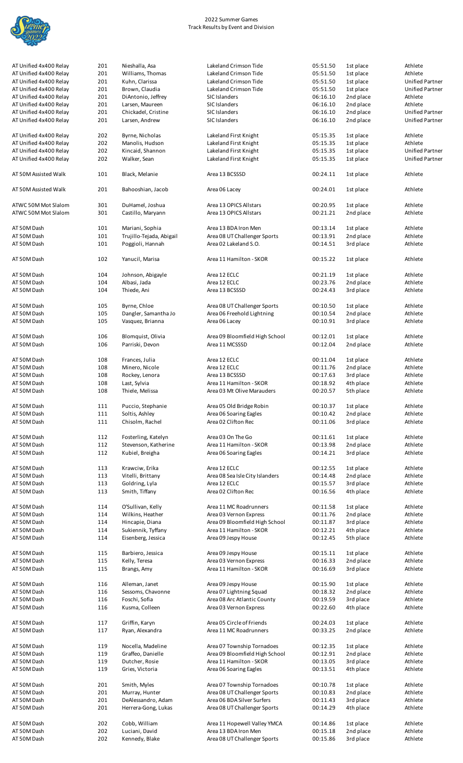# 2022 Summer Games
## Track Results by Event and Division

| Event | Division | Name | Team | Time | Place | Role |
|---|---|---|---|---|---|---|
| AT Unified 4x400 Relay | 201 | Nieshalla, Asa | Lakeland Crimson Tide | 05:51.50 | 1st place | Athlete |
| AT Unified 4x400 Relay | 201 | Williams, Thomas | Lakeland Crimson Tide | 05:51.50 | 1st place | Athlete |
| AT Unified 4x400 Relay | 201 | Kuhn, Clarissa | Lakeland Crimson Tide | 05:51.50 | 1st place | Unified Partner |
| AT Unified 4x400 Relay | 201 | Brown, Claudia | Lakeland Crimson Tide | 05:51.50 | 1st place | Unified Partner |
| AT Unified 4x400 Relay | 201 | DiAntonio, Jeffrey | SIC Islanders | 06:16.10 | 2nd place | Athlete |
| AT Unified 4x400 Relay | 201 | Larsen, Maureen | SIC Islanders | 06:16.10 | 2nd place | Athlete |
| AT Unified 4x400 Relay | 201 | Chickadel, Cristine | SIC Islanders | 06:16.10 | 2nd place | Unified Partner |
| AT Unified 4x400 Relay | 201 | Larsen, Andrew | SIC Islanders | 06:16.10 | 2nd place | Unified Partner |
| AT Unified 4x400 Relay | 202 | Byrne, Nicholas | Lakeland First Knight | 05:15.35 | 1st place | Athlete |
| AT Unified 4x400 Relay | 202 | Manolis, Hudson | Lakeland First Knight | 05:15.35 | 1st place | Athlete |
| AT Unified 4x400 Relay | 202 | Kincaid, Shannon | Lakeland First Knight | 05:15.35 | 1st place | Unified Partner |
| AT Unified 4x400 Relay | 202 | Walker, Sean | Lakeland First Knight | 05:15.35 | 1st place | Unified Partner |
| AT 50M Assisted Walk | 101 | Black, Melanie | Area 13 BCSSSD | 00:24.11 | 1st place | Athlete |
| AT 50M Assisted Walk | 201 | Bahooshian, Jacob | Area 06 Lacey | 00:24.01 | 1st place | Athlete |
| ATWC 50M Mot Slalom | 301 | DuHamel, Joshua | Area 13 OPICS Allstars | 00:20.95 | 1st place | Athlete |
| ATWC 50M Mot Slalom | 301 | Castillo, Maryann | Area 13 OPICS Allstars | 00:21.21 | 2nd place | Athlete |
| AT 50M Dash | 101 | Mariani, Sophia | Area 13 BDA Iron Men | 00:13.14 | 1st place | Athlete |
| AT 50M Dash | 101 | Trujillo-Tejada, Abigail | Area 08 UT Challenger Sports | 00:13.91 | 2nd place | Athlete |
| AT 50M Dash | 101 | Poggioli, Hannah | Area 02 Lakeland S.O. | 00:14.51 | 3rd place | Athlete |
| AT 50M Dash | 102 | Yanucil, Marisa | Area 11 Hamilton - SKOR | 00:15.22 | 1st place | Athlete |
| AT 50M Dash | 104 | Johnson, Abigayle | Area 12 ECLC | 00:21.19 | 1st place | Athlete |
| AT 50M Dash | 104 | Albasi, Jada | Area 12 ECLC | 00:23.76 | 2nd place | Athlete |
| AT 50M Dash | 104 | Thiede, Ani | Area 13 BCSSSD | 00:24.43 | 3rd place | Athlete |
| AT 50M Dash | 105 | Byrne, Chloe | Area 08 UT Challenger Sports | 00:10.50 | 1st place | Athlete |
| AT 50M Dash | 105 | Dangler, Samantha Jo | Area 06 Freehold Lightning | 00:10.54 | 2nd place | Athlete |
| AT 50M Dash | 105 | Vasquez, Brianna | Area 06 Lacey | 00:10.91 | 3rd place | Athlete |
| AT 50M Dash | 106 | Blomquist, Olivia | Area 09 Bloomfield High School | 00:12.01 | 1st place | Athlete |
| AT 50M Dash | 106 | Parriski, Devon | Area 11 MCSSSD | 00:12.04 | 2nd place | Athlete |
| AT 50M Dash | 108 | Frances, Julia | Area 12 ECLC | 00:11.04 | 1st place | Athlete |
| AT 50M Dash | 108 | Minero, Nicole | Area 12 ECLC | 00:11.76 | 2nd place | Athlete |
| AT 50M Dash | 108 | Rockey, Lenora | Area 13 BCSSSD | 00:17.63 | 3rd place | Athlete |
| AT 50M Dash | 108 | Last, Sylvia | Area 11 Hamilton - SKOR | 00:18.92 | 4th place | Athlete |
| AT 50M Dash | 108 | Thiele, Melissa | Area 03 Mt Olive Marauders | 00:20.57 | 5th place | Athlete |
| AT 50M Dash | 111 | Puccio, Stephanie | Area 05 Old Bridge Robin | 00:10.37 | 1st place | Athlete |
| AT 50M Dash | 111 | Soltis, Ashley | Area 06 Soaring Eagles | 00:10.42 | 2nd place | Athlete |
| AT 50M Dash | 111 | Chisolm, Rachel | Area 02 Clifton Rec | 00:11.06 | 3rd place | Athlete |
| AT 50M Dash | 112 | Fosterling, Katelyn | Area 03 On The Go | 00:11.61 | 1st place | Athlete |
| AT 50M Dash | 112 | Stevenson, Katherine | Area 11 Hamilton - SKOR | 00:13.98 | 2nd place | Athlete |
| AT 50M Dash | 112 | Kubiel, Breigha | Area 06 Soaring Eagles | 00:14.21 | 3rd place | Athlete |
| AT 50M Dash | 113 | Krawciw, Erika | Area 12 ECLC | 00:12.55 | 1st place | Athlete |
| AT 50M Dash | 113 | Vitelli, Brittany | Area 08 Sea Isle City Islanders | 00:14.48 | 2nd place | Athlete |
| AT 50M Dash | 113 | Goldring, Lyla | Area 12 ECLC | 00:15.57 | 3rd place | Athlete |
| AT 50M Dash | 113 | Smith, Tiffany | Area 02 Clifton Rec | 00:16.56 | 4th place | Athlete |
| AT 50M Dash | 114 | O'Sullivan, Kelly | Area 11 MC Roadrunners | 00:11.58 | 1st place | Athlete |
| AT 50M Dash | 114 | Wilkins, Heather | Area 03 Vernon Express | 00:11.76 | 2nd place | Athlete |
| AT 50M Dash | 114 | Hincapie, Diana | Area 09 Bloomfield High School | 00:11.87 | 3rd place | Athlete |
| AT 50M Dash | 114 | Sukiennik, Tyffany | Area 11 Hamilton - SKOR | 00:12.21 | 4th place | Athlete |
| AT 50M Dash | 114 | Eisenberg, Jessica | Area 09 Jespy House | 00:12.45 | 5th place | Athlete |
| AT 50M Dash | 115 | Barbiero, Jessica | Area 09 Jespy House | 00:15.11 | 1st place | Athlete |
| AT 50M Dash | 115 | Kelly, Teresa | Area 03 Vernon Express | 00:16.33 | 2nd place | Athlete |
| AT 50M Dash | 115 | Brangs, Amy | Area 11 Hamilton - SKOR | 00:16.69 | 3rd place | Athlete |
| AT 50M Dash | 116 | Alleman, Janet | Area 09 Jespy House | 00:15.90 | 1st place | Athlete |
| AT 50M Dash | 116 | Sessoms, Chavonne | Area 07 Lightning Squad | 00:18.32 | 2nd place | Athlete |
| AT 50M Dash | 116 | Foschi, Sofia | Area 08 Arc Atlantic County | 00:19.59 | 3rd place | Athlete |
| AT 50M Dash | 116 | Kusma, Colleen | Area 03 Vernon Express | 00:22.60 | 4th place | Athlete |
| AT 50M Dash | 117 | Griffin, Karyn | Area 05 Circle of Friends | 00:24.03 | 1st place | Athlete |
| AT 50M Dash | 117 | Ryan, Alexandra | Area 11 MC Roadrunners | 00:33.25 | 2nd place | Athlete |
| AT 50M Dash | 119 | Nocella, Madeline | Area 07 Township Tornadoes | 00:12.35 | 1st place | Athlete |
| AT 50M Dash | 119 | Graffeo, Danielle | Area 09 Bloomfield High School | 00:12.91 | 2nd place | Athlete |
| AT 50M Dash | 119 | Dutcher, Rosie | Area 11 Hamilton - SKOR | 00:13.05 | 3rd place | Athlete |
| AT 50M Dash | 119 | Gries, Victoria | Area 06 Soaring Eagles | 00:13.51 | 4th place | Athlete |
| AT 50M Dash | 201 | Smith, Myles | Area 07 Township Tornadoes | 00:10.78 | 1st place | Athlete |
| AT 50M Dash | 201 | Murray, Hunter | Area 08 UT Challenger Sports | 00:10.83 | 2nd place | Athlete |
| AT 50M Dash | 201 | DeAlessandro, Adam | Area 06 BDA Silver Surfers | 00:11.43 | 3rd place | Athlete |
| AT 50M Dash | 201 | Herrera-Gong, Lukas | Area 08 UT Challenger Sports | 00:14.29 | 4th place | Athlete |
| AT 50M Dash | 202 | Cobb, William | Area 11 Hopewell Valley YMCA | 00:14.86 | 1st place | Athlete |
| AT 50M Dash | 202 | Luciani, David | Area 13 BDA Iron Men | 00:15.18 | 2nd place | Athlete |
| AT 50M Dash | 202 | Kennedy, Blake | Area 08 UT Challenger Sports | 00:15.86 | 3rd place | Athlete |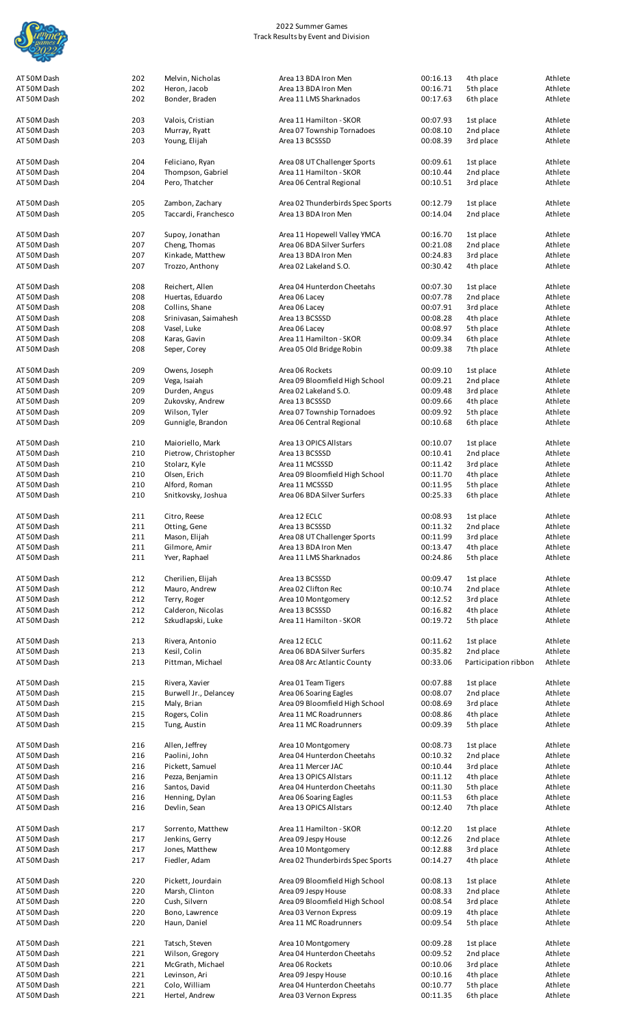2022 Summer Games
Track Results by Event and Division

| Event | Division | Name | Team | Time | Place | Type |
|---|---|---|---|---|---|---|
| AT 50M Dash | 202 | Melvin, Nicholas | Area 13 BDA Iron Men | 00:16.13 | 4th place | Athlete |
| AT 50M Dash | 202 | Heron, Jacob | Area 13 BDA Iron Men | 00:16.71 | 5th place | Athlete |
| AT 50M Dash | 202 | Bonder, Braden | Area 11 LMS Sharknados | 00:17.63 | 6th place | Athlete |
| AT 50M Dash | 203 | Valois, Cristian | Area 11 Hamilton - SKOR | 00:07.93 | 1st place | Athlete |
| AT 50M Dash | 203 | Murray, Ryatt | Area 07 Township Tornadoes | 00:08.10 | 2nd place | Athlete |
| AT 50M Dash | 203 | Young, Elijah | Area 13 BCSSSD | 00:08.39 | 3rd place | Athlete |
| AT 50M Dash | 204 | Feliciano, Ryan | Area 08 UT Challenger Sports | 00:09.61 | 1st place | Athlete |
| AT 50M Dash | 204 | Thompson, Gabriel | Area 11 Hamilton - SKOR | 00:10.44 | 2nd place | Athlete |
| AT 50M Dash | 204 | Pero, Thatcher | Area 06 Central Regional | 00:10.51 | 3rd place | Athlete |
| AT 50M Dash | 205 | Zambon, Zachary | Area 02 Thunderbirds Spec Sports | 00:12.79 | 1st place | Athlete |
| AT 50M Dash | 205 | Taccardi, Franchesco | Area 13 BDA Iron Men | 00:14.04 | 2nd place | Athlete |
| AT 50M Dash | 207 | Supoy, Jonathan | Area 11 Hopewell Valley YMCA | 00:16.70 | 1st place | Athlete |
| AT 50M Dash | 207 | Cheng, Thomas | Area 06 BDA Silver Surfers | 00:21.08 | 2nd place | Athlete |
| AT 50M Dash | 207 | Kinkade, Matthew | Area 13 BDA Iron Men | 00:24.83 | 3rd place | Athlete |
| AT 50M Dash | 207 | Trozzo, Anthony | Area 02 Lakeland S.O. | 00:30.42 | 4th place | Athlete |
| AT 50M Dash | 208 | Reichert, Allen | Area 04 Hunterdon Cheetahs | 00:07.30 | 1st place | Athlete |
| AT 50M Dash | 208 | Huertas, Eduardo | Area 06 Lacey | 00:07.78 | 2nd place | Athlete |
| AT 50M Dash | 208 | Collins, Shane | Area 06 Lacey | 00:07.91 | 3rd place | Athlete |
| AT 50M Dash | 208 | Srinivasan, Saimahesh | Area 13 BCSSSD | 00:08.28 | 4th place | Athlete |
| AT 50M Dash | 208 | Vasel, Luke | Area 06 Lacey | 00:08.97 | 5th place | Athlete |
| AT 50M Dash | 208 | Karas, Gavin | Area 11 Hamilton - SKOR | 00:09.34 | 6th place | Athlete |
| AT 50M Dash | 208 | Seper, Corey | Area 05 Old Bridge Robin | 00:09.38 | 7th place | Athlete |
| AT 50M Dash | 209 | Owens, Joseph | Area 06 Rockets | 00:09.10 | 1st place | Athlete |
| AT 50M Dash | 209 | Vega, Isaiah | Area 09 Bloomfield High School | 00:09.21 | 2nd place | Athlete |
| AT 50M Dash | 209 | Durden, Angus | Area 02 Lakeland S.O. | 00:09.48 | 3rd place | Athlete |
| AT 50M Dash | 209 | Zukovsky, Andrew | Area 13 BCSSSD | 00:09.66 | 4th place | Athlete |
| AT 50M Dash | 209 | Wilson, Tyler | Area 07 Township Tornadoes | 00:09.92 | 5th place | Athlete |
| AT 50M Dash | 209 | Gunnigle, Brandon | Area 06 Central Regional | 00:10.68 | 6th place | Athlete |
| AT 50M Dash | 210 | Maioriello, Mark | Area 13 OPICS Allstars | 00:10.07 | 1st place | Athlete |
| AT 50M Dash | 210 | Pietrow, Christopher | Area 13 BCSSSD | 00:10.41 | 2nd place | Athlete |
| AT 50M Dash | 210 | Stolarz, Kyle | Area 11 MCSSSD | 00:11.42 | 3rd place | Athlete |
| AT 50M Dash | 210 | Olsen, Erich | Area 09 Bloomfield High School | 00:11.70 | 4th place | Athlete |
| AT 50M Dash | 210 | Alford, Roman | Area 11 MCSSSD | 00:11.95 | 5th place | Athlete |
| AT 50M Dash | 210 | Snitkovsky, Joshua | Area 06 BDA Silver Surfers | 00:25.33 | 6th place | Athlete |
| AT 50M Dash | 211 | Citro, Reese | Area 12 ECLC | 00:08.93 | 1st place | Athlete |
| AT 50M Dash | 211 | Otting, Gene | Area 13 BCSSSD | 00:11.32 | 2nd place | Athlete |
| AT 50M Dash | 211 | Mason, Elijah | Area 08 UT Challenger Sports | 00:11.99 | 3rd place | Athlete |
| AT 50M Dash | 211 | Gilmore, Amir | Area 13 BDA Iron Men | 00:13.47 | 4th place | Athlete |
| AT 50M Dash | 211 | Yver, Raphael | Area 11 LMS Sharknados | 00:24.86 | 5th place | Athlete |
| AT 50M Dash | 212 | Cherilien, Elijah | Area 13 BCSSSD | 00:09.47 | 1st place | Athlete |
| AT 50M Dash | 212 | Mauro, Andrew | Area 02 Clifton Rec | 00:10.74 | 2nd place | Athlete |
| AT 50M Dash | 212 | Terry, Roger | Area 10 Montgomery | 00:12.52 | 3rd place | Athlete |
| AT 50M Dash | 212 | Calderon, Nicolas | Area 13 BCSSSD | 00:16.82 | 4th place | Athlete |
| AT 50M Dash | 212 | Szkudlapski, Luke | Area 11 Hamilton - SKOR | 00:19.72 | 5th place | Athlete |
| AT 50M Dash | 213 | Rivera, Antonio | Area 12 ECLC | 00:11.62 | 1st place | Athlete |
| AT 50M Dash | 213 | Kesil, Colin | Area 06 BDA Silver Surfers | 00:35.82 | 2nd place | Athlete |
| AT 50M Dash | 213 | Pittman, Michael | Area 08 Arc Atlantic County | 00:33.06 | Participation ribbon | Athlete |
| AT 50M Dash | 215 | Rivera, Xavier | Area 01 Team Tigers | 00:07.88 | 1st place | Athlete |
| AT 50M Dash | 215 | Burwell Jr., Delancey | Area 06 Soaring Eagles | 00:08.07 | 2nd place | Athlete |
| AT 50M Dash | 215 | Maly, Brian | Area 09 Bloomfield High School | 00:08.69 | 3rd place | Athlete |
| AT 50M Dash | 215 | Rogers, Colin | Area 11 MC Roadrunners | 00:08.86 | 4th place | Athlete |
| AT 50M Dash | 215 | Tung, Austin | Area 11 MC Roadrunners | 00:09.39 | 5th place | Athlete |
| AT 50M Dash | 216 | Allen, Jeffrey | Area 10 Montgomery | 00:08.73 | 1st place | Athlete |
| AT 50M Dash | 216 | Paolini, John | Area 04 Hunterdon Cheetahs | 00:10.32 | 2nd place | Athlete |
| AT 50M Dash | 216 | Pickett, Samuel | Area 11 Mercer JAC | 00:10.44 | 3rd place | Athlete |
| AT 50M Dash | 216 | Pezza, Benjamin | Area 13 OPICS Allstars | 00:11.12 | 4th place | Athlete |
| AT 50M Dash | 216 | Santos, David | Area 04 Hunterdon Cheetahs | 00:11.30 | 5th place | Athlete |
| AT 50M Dash | 216 | Henning, Dylan | Area 06 Soaring Eagles | 00:11.53 | 6th place | Athlete |
| AT 50M Dash | 216 | Devlin, Sean | Area 13 OPICS Allstars | 00:12.40 | 7th place | Athlete |
| AT 50M Dash | 217 | Sorrento, Matthew | Area 11 Hamilton - SKOR | 00:12.20 | 1st place | Athlete |
| AT 50M Dash | 217 | Jenkins, Gerry | Area 09 Jespy House | 00:12.26 | 2nd place | Athlete |
| AT 50M Dash | 217 | Jones, Matthew | Area 10 Montgomery | 00:12.88 | 3rd place | Athlete |
| AT 50M Dash | 217 | Fiedler, Adam | Area 02 Thunderbirds Spec Sports | 00:14.27 | 4th place | Athlete |
| AT 50M Dash | 220 | Pickett, Jourdain | Area 09 Bloomfield High School | 00:08.13 | 1st place | Athlete |
| AT 50M Dash | 220 | Marsh, Clinton | Area 09 Jespy House | 00:08.33 | 2nd place | Athlete |
| AT 50M Dash | 220 | Cush, Silvern | Area 09 Bloomfield High School | 00:08.54 | 3rd place | Athlete |
| AT 50M Dash | 220 | Bono, Lawrence | Area 03 Vernon Express | 00:09.19 | 4th place | Athlete |
| AT 50M Dash | 220 | Haun, Daniel | Area 11 MC Roadrunners | 00:09.54 | 5th place | Athlete |
| AT 50M Dash | 221 | Tatsch, Steven | Area 10 Montgomery | 00:09.28 | 1st place | Athlete |
| AT 50M Dash | 221 | Wilson, Gregory | Area 04 Hunterdon Cheetahs | 00:09.52 | 2nd place | Athlete |
| AT 50M Dash | 221 | McGrath, Michael | Area 06 Rockets | 00:10.06 | 3rd place | Athlete |
| AT 50M Dash | 221 | Levinson, Ari | Area 09 Jespy House | 00:10.16 | 4th place | Athlete |
| AT 50M Dash | 221 | Colo, William | Area 04 Hunterdon Cheetahs | 00:10.77 | 5th place | Athlete |
| AT 50M Dash | 221 | Hertel, Andrew | Area 03 Vernon Express | 00:11.35 | 6th place | Athlete |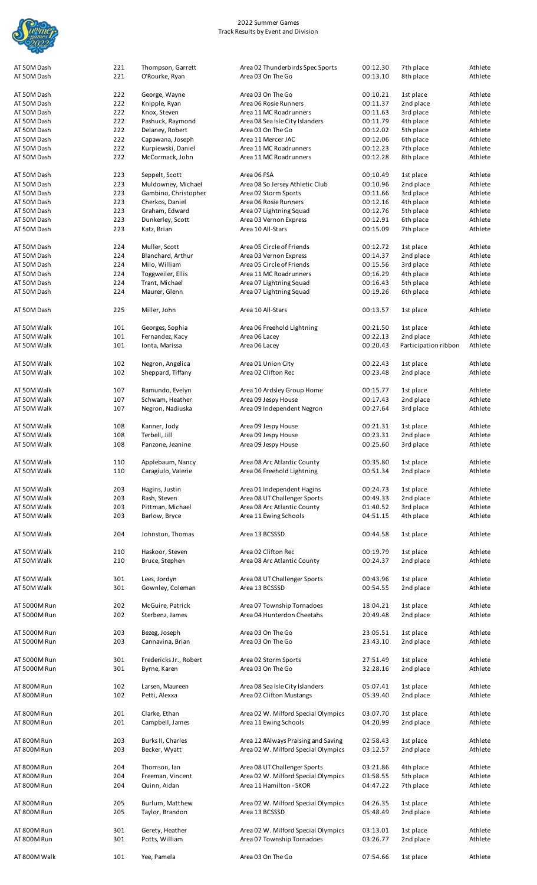2022 Summer Games
Track Results by Event and Division

| Event | Division | Name | Team | Time | Place | Type |
|---|---|---|---|---|---|---|
| AT 50M Dash | 221 | Thompson, Garrett | Area 02 Thunderbirds Spec Sports | 00:12.30 | 7th place | Athlete |
| AT 50M Dash | 221 | O'Rourke, Ryan | Area 03 On The Go | 00:13.10 | 8th place | Athlete |
| AT 50M Dash | 222 | George, Wayne | Area 03 On The Go | 00:10.21 | 1st place | Athlete |
| AT 50M Dash | 222 | Knipple, Ryan | Area 06 Rosie Runners | 00:11.37 | 2nd place | Athlete |
| AT 50M Dash | 222 | Knox, Steven | Area 11 MC Roadrunners | 00:11.63 | 3rd place | Athlete |
| AT 50M Dash | 222 | Pashuck, Raymond | Area 08 Sea Isle City Islanders | 00:11.79 | 4th place | Athlete |
| AT 50M Dash | 222 | Delaney, Robert | Area 03 On The Go | 00:12.02 | 5th place | Athlete |
| AT 50M Dash | 222 | Capawana, Joseph | Area 11 Mercer JAC | 00:12.06 | 6th place | Athlete |
| AT 50M Dash | 222 | Kurpiewski, Daniel | Area 11 MC Roadrunners | 00:12.23 | 7th place | Athlete |
| AT 50M Dash | 222 | McCormack, John | Area 11 MC Roadrunners | 00:12.28 | 8th place | Athlete |
| AT 50M Dash | 223 | Seppelt, Scott | Area 06 FSA | 00:10.49 | 1st place | Athlete |
| AT 50M Dash | 223 | Muldowney, Michael | Area 08 So Jersey Athletic Club | 00:10.96 | 2nd place | Athlete |
| AT 50M Dash | 223 | Gambino, Christopher | Area 02 Storm Sports | 00:11.66 | 3rd place | Athlete |
| AT 50M Dash | 223 | Cherkos, Daniel | Area 06 Rosie Runners | 00:12.16 | 4th place | Athlete |
| AT 50M Dash | 223 | Graham, Edward | Area 07 Lightning Squad | 00:12.76 | 5th place | Athlete |
| AT 50M Dash | 223 | Dunkerley, Scott | Area 03 Vernon Express | 00:12.91 | 6th place | Athlete |
| AT 50M Dash | 223 | Katz, Brian | Area 10 All-Stars | 00:15.09 | 7th place | Athlete |
| AT 50M Dash | 224 | Muller, Scott | Area 05 Circle of Friends | 00:12.72 | 1st place | Athlete |
| AT 50M Dash | 224 | Blanchard, Arthur | Area 03 Vernon Express | 00:14.37 | 2nd place | Athlete |
| AT 50M Dash | 224 | Milo, William | Area 05 Circle of Friends | 00:15.56 | 3rd place | Athlete |
| AT 50M Dash | 224 | Toggweiler, Ellis | Area 11 MC Roadrunners | 00:16.29 | 4th place | Athlete |
| AT 50M Dash | 224 | Trant, Michael | Area 07 Lightning Squad | 00:16.43 | 5th place | Athlete |
| AT 50M Dash | 224 | Maurer, Glenn | Area 07 Lightning Squad | 00:19.26 | 6th place | Athlete |
| AT 50M Dash | 225 | Miller, John | Area 10 All-Stars | 00:13.57 | 1st place | Athlete |
| AT 50M Walk | 101 | Georges, Sophia | Area 06 Freehold Lightning | 00:21.50 | 1st place | Athlete |
| AT 50M Walk | 101 | Fernandez, Kacy | Area 06 Lacey | 00:22.13 | 2nd place | Athlete |
| AT 50M Walk | 101 | Ionta, Marissa | Area 06 Lacey | 00:20.43 | Participation ribbon | Athlete |
| AT 50M Walk | 102 | Negron, Angelica | Area 01 Union City | 00:22.43 | 1st place | Athlete |
| AT 50M Walk | 102 | Sheppard, Tiffany | Area 02 Clifton Rec | 00:23.48 | 2nd place | Athlete |
| AT 50M Walk | 107 | Ramundo, Evelyn | Area 10 Ardsley Group Home | 00:15.77 | 1st place | Athlete |
| AT 50M Walk | 107 | Schwam, Heather | Area 09 Jespy House | 00:17.43 | 2nd place | Athlete |
| AT 50M Walk | 107 | Negron, Nadiuska | Area 09 Independent Negron | 00:27.64 | 3rd place | Athlete |
| AT 50M Walk | 108 | Kanner, Jody | Area 09 Jespy House | 00:21.31 | 1st place | Athlete |
| AT 50M Walk | 108 | Terbell, Jill | Area 09 Jespy House | 00:23.31 | 2nd place | Athlete |
| AT 50M Walk | 108 | Panzone, Jeanine | Area 09 Jespy House | 00:25.60 | 3rd place | Athlete |
| AT 50M Walk | 110 | Applebaum, Nancy | Area 08 Arc Atlantic County | 00:35.80 | 1st place | Athlete |
| AT 50M Walk | 110 | Caragiulo, Valerie | Area 06 Freehold Lightning | 00:51.34 | 2nd place | Athlete |
| AT 50M Walk | 203 | Hagins, Justin | Area 01 Independent Hagins | 00:24.73 | 1st place | Athlete |
| AT 50M Walk | 203 | Rash, Steven | Area 08 UT Challenger Sports | 00:49.33 | 2nd place | Athlete |
| AT 50M Walk | 203 | Pittman, Michael | Area 08 Arc Atlantic County | 01:40.52 | 3rd place | Athlete |
| AT 50M Walk | 203 | Barlow, Bryce | Area 11 Ewing Schools | 04:51.15 | 4th place | Athlete |
| AT 50M Walk | 204 | Johnston, Thomas | Area 13 BCSSSD | 00:44.58 | 1st place | Athlete |
| AT 50M Walk | 210 | Haskoor, Steven | Area 02 Clifton Rec | 00:19.79 | 1st place | Athlete |
| AT 50M Walk | 210 | Bruce, Stephen | Area 08 Arc Atlantic County | 00:24.37 | 2nd place | Athlete |
| AT 50M Walk | 301 | Lees, Jordyn | Area 08 UT Challenger Sports | 00:43.96 | 1st place | Athlete |
| AT 50M Walk | 301 | Gownley, Coleman | Area 13 BCSSSD | 00:54.55 | 2nd place | Athlete |
| AT 5000M Run | 202 | McGuire, Patrick | Area 07 Township Tornadoes | 18:04.21 | 1st place | Athlete |
| AT 5000M Run | 202 | Sterbenz, James | Area 04 Hunterdon Cheetahs | 20:49.48 | 2nd place | Athlete |
| AT 5000M Run | 203 | Bezeg, Joseph | Area 03 On The Go | 23:05.51 | 1st place | Athlete |
| AT 5000M Run | 203 | Cannavina, Brian | Area 03 On The Go | 23:43.10 | 2nd place | Athlete |
| AT 5000M Run | 301 | Fredericks Jr., Robert | Area 02 Storm Sports | 27:51.49 | 1st place | Athlete |
| AT 5000M Run | 301 | Byrne, Karen | Area 03 On The Go | 32:28.16 | 2nd place | Athlete |
| AT 800M Run | 102 | Larsen, Maureen | Area 08 Sea Isle City Islanders | 05:07.41 | 1st place | Athlete |
| AT 800M Run | 102 | Petti, Alexxa | Area 02 Clifton Mustangs | 05:39.40 | 2nd place | Athlete |
| AT 800M Run | 201 | Clarke, Ethan | Area 02 W. Milford Special Olympics | 03:07.70 | 1st place | Athlete |
| AT 800M Run | 201 | Campbell, James | Area 11 Ewing Schools | 04:20.99 | 2nd place | Athlete |
| AT 800M Run | 203 | Burks II, Charles | Area 12 #Always Praising and Saving | 02:58.43 | 1st place | Athlete |
| AT 800M Run | 203 | Becker, Wyatt | Area 02 W. Milford Special Olympics | 03:12.57 | 2nd place | Athlete |
| AT 800M Run | 204 | Thomson, Ian | Area 08 UT Challenger Sports | 03:21.86 | 4th place | Athlete |
| AT 800M Run | 204 | Freeman, Vincent | Area 02 W. Milford Special Olympics | 03:58.55 | 5th place | Athlete |
| AT 800M Run | 204 | Quinn, Aidan | Area 11 Hamilton - SKOR | 04:47.22 | 7th place | Athlete |
| AT 800M Run | 205 | Burlum, Matthew | Area 02 W. Milford Special Olympics | 04:26.35 | 1st place | Athlete |
| AT 800M Run | 205 | Taylor, Brandon | Area 13 BCSSSD | 05:48.49 | 2nd place | Athlete |
| AT 800M Run | 301 | Gerety, Heather | Area 02 W. Milford Special Olympics | 03:13.01 | 1st place | Athlete |
| AT 800M Run | 301 | Potts, William | Area 07 Township Tornadoes | 03:26.77 | 2nd place | Athlete |
| AT 800M Walk | 101 | Yee, Pamela | Area 03 On The Go | 07:54.66 | 1st place | Athlete |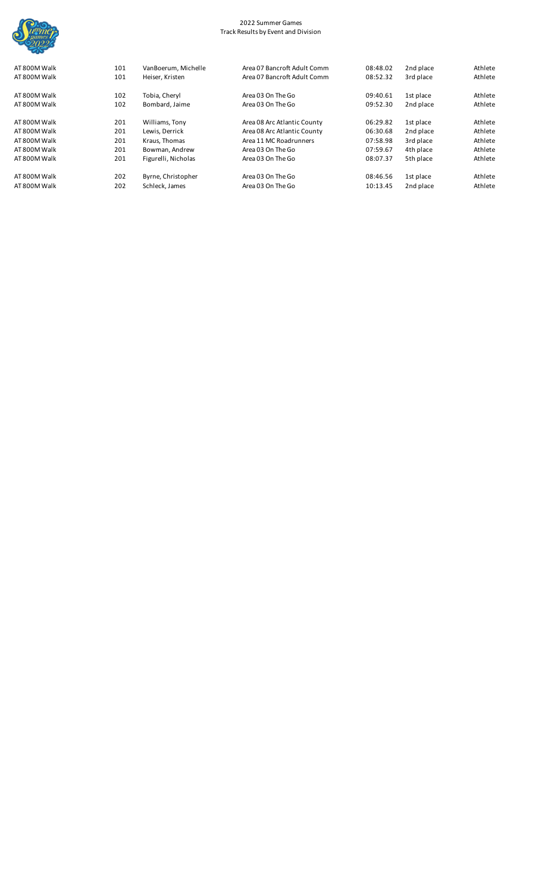2022 Summer Games
Track Results by Event and Division

| | | | | | | |
|---|---|---|---|---|---|---|
| AT 800M Walk | 101 | VanBoerum, Michelle | Area 07 Bancroft Adult Comm | 08:48.02 | 2nd place | Athlete |
| AT 800M Walk | 101 | Heiser, Kristen | Area 07 Bancroft Adult Comm | 08:52.32 | 3rd place | Athlete |
| AT 800M Walk | 102 | Tobia, Cheryl | Area 03 On The Go | 09:40.61 | 1st place | Athlete |
| AT 800M Walk | 102 | Bombard, Jaime | Area 03 On The Go | 09:52.30 | 2nd place | Athlete |
| AT 800M Walk | 201 | Williams, Tony | Area 08 Arc Atlantic County | 06:29.82 | 1st place | Athlete |
| AT 800M Walk | 201 | Lewis, Derrick | Area 08 Arc Atlantic County | 06:30.68 | 2nd place | Athlete |
| AT 800M Walk | 201 | Kraus, Thomas | Area 11 MC Roadrunners | 07:58.98 | 3rd place | Athlete |
| AT 800M Walk | 201 | Bowman, Andrew | Area 03 On The Go | 07:59.67 | 4th place | Athlete |
| AT 800M Walk | 201 | Figurelli, Nicholas | Area 03 On The Go | 08:07.37 | 5th place | Athlete |
| AT 800M Walk | 202 | Byrne, Christopher | Area 03 On The Go | 08:46.56 | 1st place | Athlete |
| AT 800M Walk | 202 | Schleck, James | Area 03 On The Go | 10:13.45 | 2nd place | Athlete |